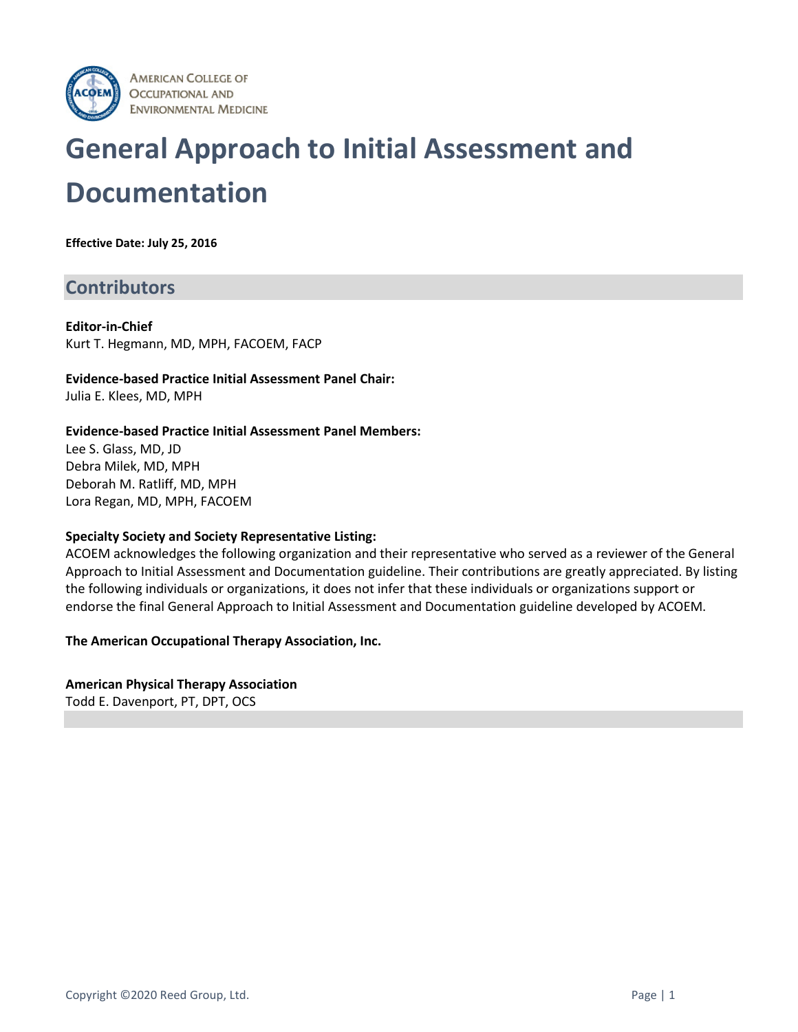AMERICAN COLLEGE OF OCCUPATIONAL AND ENVIRONMENTAL MEDICINE

# General Approach to Initial Assessment and Documentation

**Effective Date: July 25, 2016**

## Contributors

**Editor-in-Chief**
Kurt T. Hegmann, MD, MPH, FACOEM, FACP

**Evidence-based Practice Initial Assessment Panel Chair:**
Julia E. Klees, MD, MPH

**Evidence-based Practice Initial Assessment Panel Members:**
Lee S. Glass, MD, JD
Debra Milek, MD, MPH
Deborah M. Ratliff, MD, MPH
Lora Regan, MD, MPH, FACOEM

**Specialty Society and Society Representative Listing:**
ACOEM acknowledges the following organization and their representative who served as a reviewer of the General Approach to Initial Assessment and Documentation guideline. Their contributions are greatly appreciated. By listing the following individuals or organizations, it does not infer that these individuals or organizations support or endorse the final General Approach to Initial Assessment and Documentation guideline developed by ACOEM.

**The American Occupational Therapy Association, Inc.**

**American Physical Therapy Association**
Todd E. Davenport, PT, DPT, OCS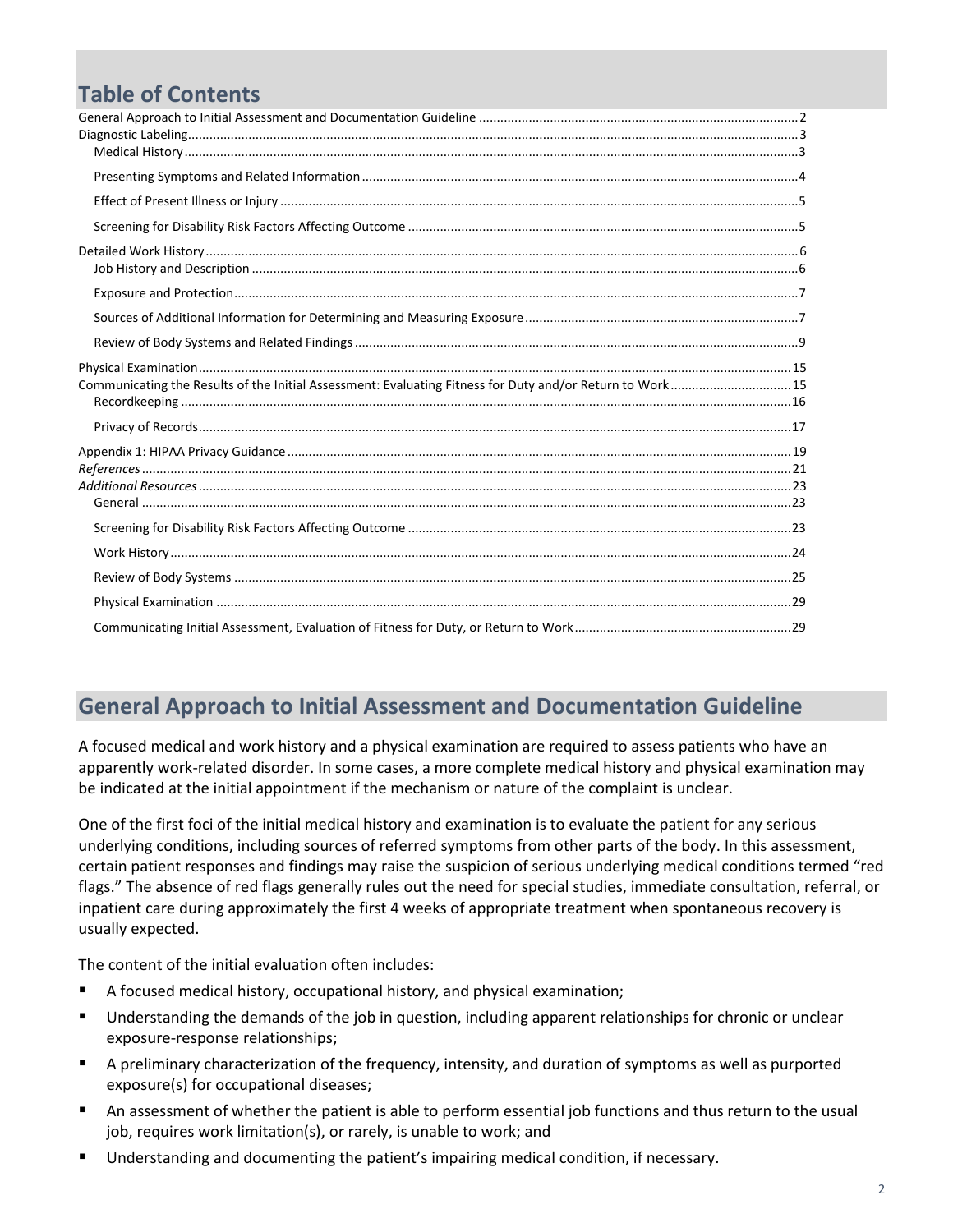# Table of Contents

General Approach to Initial Assessment and Documentation Guideline ........ 2
Diagnostic Labeling ........ 3
- Medical History ........ 3
- Presenting Symptoms and Related Information ........ 4
- Effect of Present Illness or Injury ........ 5
- Screening for Disability Risk Factors Affecting Outcome ........ 5

Detailed Work History ........ 6
- Job History and Description ........ 6
- Exposure and Protection ........ 7
- Sources of Additional Information for Determining and Measuring Exposure ........ 7
- Review of Body Systems and Related Findings ........ 9

Physical Examination ........ 15
Communicating the Results of the Initial Assessment: Evaluating Fitness for Duty and/or Return to Work ........ 15
- Recordkeeping ........ 16
- Privacy of Records ........ 17

Appendix 1: HIPAA Privacy Guidance ........ 19
*References* ........ 21
*Additional Resources* ........ 23
- General ........ 23
- Screening for Disability Risk Factors Affecting Outcome ........ 23
- Work History ........ 24
- Review of Body Systems ........ 25
- Physical Examination ........ 29
- Communicating Initial Assessment, Evaluation of Fitness for Duty, or Return to Work ........ 29

## General Approach to Initial Assessment and Documentation Guideline

A focused medical and work history and a physical examination are required to assess patients who have an apparently work-related disorder. In some cases, a more complete medical history and physical examination may be indicated at the initial appointment if the mechanism or nature of the complaint is unclear.

One of the first foci of the initial medical history and examination is to evaluate the patient for any serious underlying conditions, including sources of referred symptoms from other parts of the body. In this assessment, certain patient responses and findings may raise the suspicion of serious underlying medical conditions termed "red flags." The absence of red flags generally rules out the need for special studies, immediate consultation, referral, or inpatient care during approximately the first 4 weeks of appropriate treatment when spontaneous recovery is usually expected.

The content of the initial evaluation often includes:

- A focused medical history, occupational history, and physical examination;
- Understanding the demands of the job in question, including apparent relationships for chronic or unclear exposure-response relationships;
- A preliminary characterization of the frequency, intensity, and duration of symptoms as well as purported exposure(s) for occupational diseases;
- An assessment of whether the patient is able to perform essential job functions and thus return to the usual job, requires work limitation(s), or rarely, is unable to work; and
- Understanding and documenting the patient's impairing medical condition, if necessary.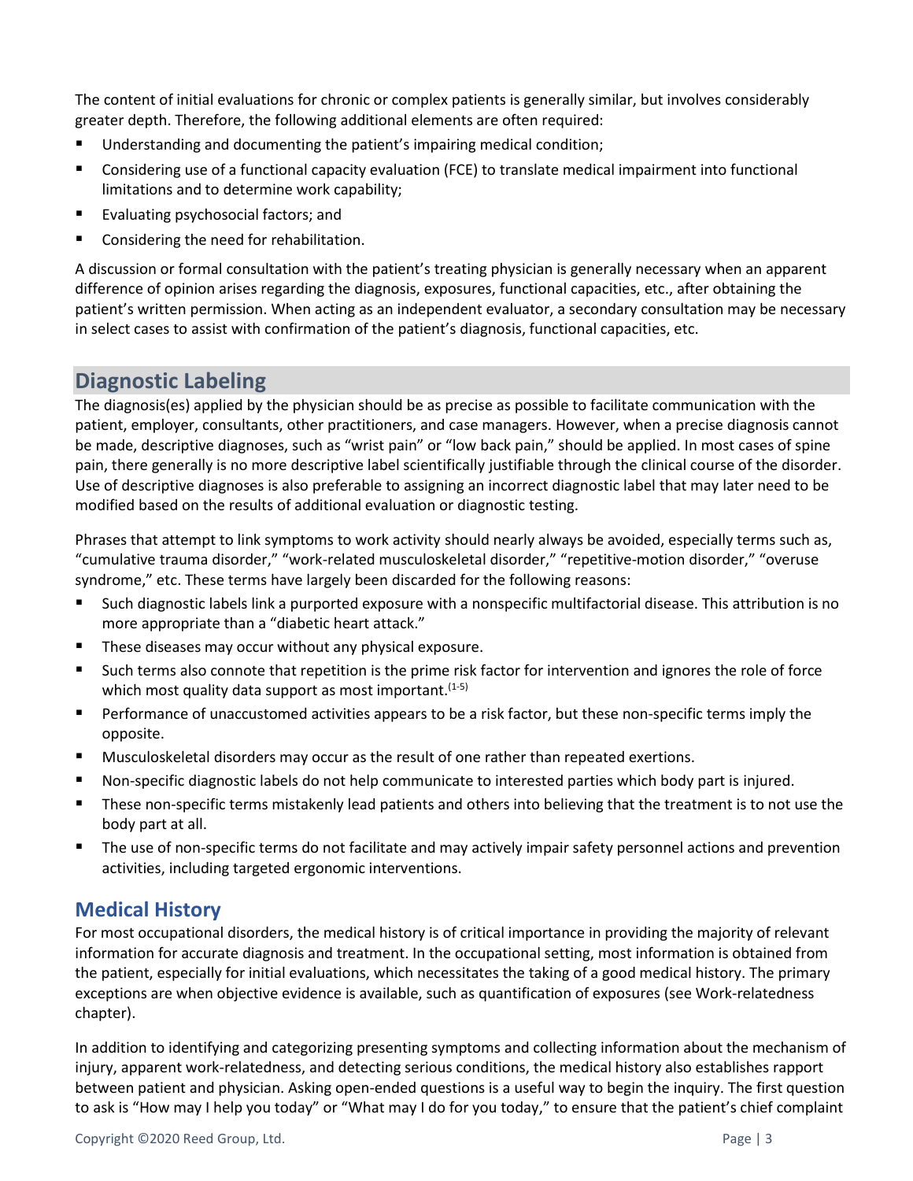The content of initial evaluations for chronic or complex patients is generally similar, but involves considerably greater depth. Therefore, the following additional elements are often required:

- Understanding and documenting the patient's impairing medical condition;
- Considering use of a functional capacity evaluation (FCE) to translate medical impairment into functional limitations and to determine work capability;
- Evaluating psychosocial factors; and
- Considering the need for rehabilitation.

A discussion or formal consultation with the patient's treating physician is generally necessary when an apparent difference of opinion arises regarding the diagnosis, exposures, functional capacities, etc., after obtaining the patient's written permission. When acting as an independent evaluator, a secondary consultation may be necessary in select cases to assist with confirmation of the patient's diagnosis, functional capacities, etc.

## Diagnostic Labeling

The diagnosis(es) applied by the physician should be as precise as possible to facilitate communication with the patient, employer, consultants, other practitioners, and case managers. However, when a precise diagnosis cannot be made, descriptive diagnoses, such as "wrist pain" or "low back pain," should be applied. In most cases of spine pain, there generally is no more descriptive label scientifically justifiable through the clinical course of the disorder. Use of descriptive diagnoses is also preferable to assigning an incorrect diagnostic label that may later need to be modified based on the results of additional evaluation or diagnostic testing.

Phrases that attempt to link symptoms to work activity should nearly always be avoided, especially terms such as, "cumulative trauma disorder," "work-related musculoskeletal disorder," "repetitive-motion disorder," "overuse syndrome," etc. These terms have largely been discarded for the following reasons:

- Such diagnostic labels link a purported exposure with a nonspecific multifactorial disease. This attribution is no more appropriate than a "diabetic heart attack."
- These diseases may occur without any physical exposure.
- Such terms also connote that repetition is the prime risk factor for intervention and ignores the role of force which most quality data support as most important.[1-5]
- Performance of unaccustomed activities appears to be a risk factor, but these non-specific terms imply the opposite.
- Musculoskeletal disorders may occur as the result of one rather than repeated exertions.
- Non-specific diagnostic labels do not help communicate to interested parties which body part is injured.
- These non-specific terms mistakenly lead patients and others into believing that the treatment is to not use the body part at all.
- The use of non-specific terms do not facilitate and may actively impair safety personnel actions and prevention activities, including targeted ergonomic interventions.

## Medical History

For most occupational disorders, the medical history is of critical importance in providing the majority of relevant information for accurate diagnosis and treatment. In the occupational setting, most information is obtained from the patient, especially for initial evaluations, which necessitates the taking of a good medical history. The primary exceptions are when objective evidence is available, such as quantification of exposures (see Work-relatedness chapter).

In addition to identifying and categorizing presenting symptoms and collecting information about the mechanism of injury, apparent work-relatedness, and detecting serious conditions, the medical history also establishes rapport between patient and physician. Asking open-ended questions is a useful way to begin the inquiry. The first question to ask is "How may I help you today" or "What may I do for you today," to ensure that the patient's chief complaint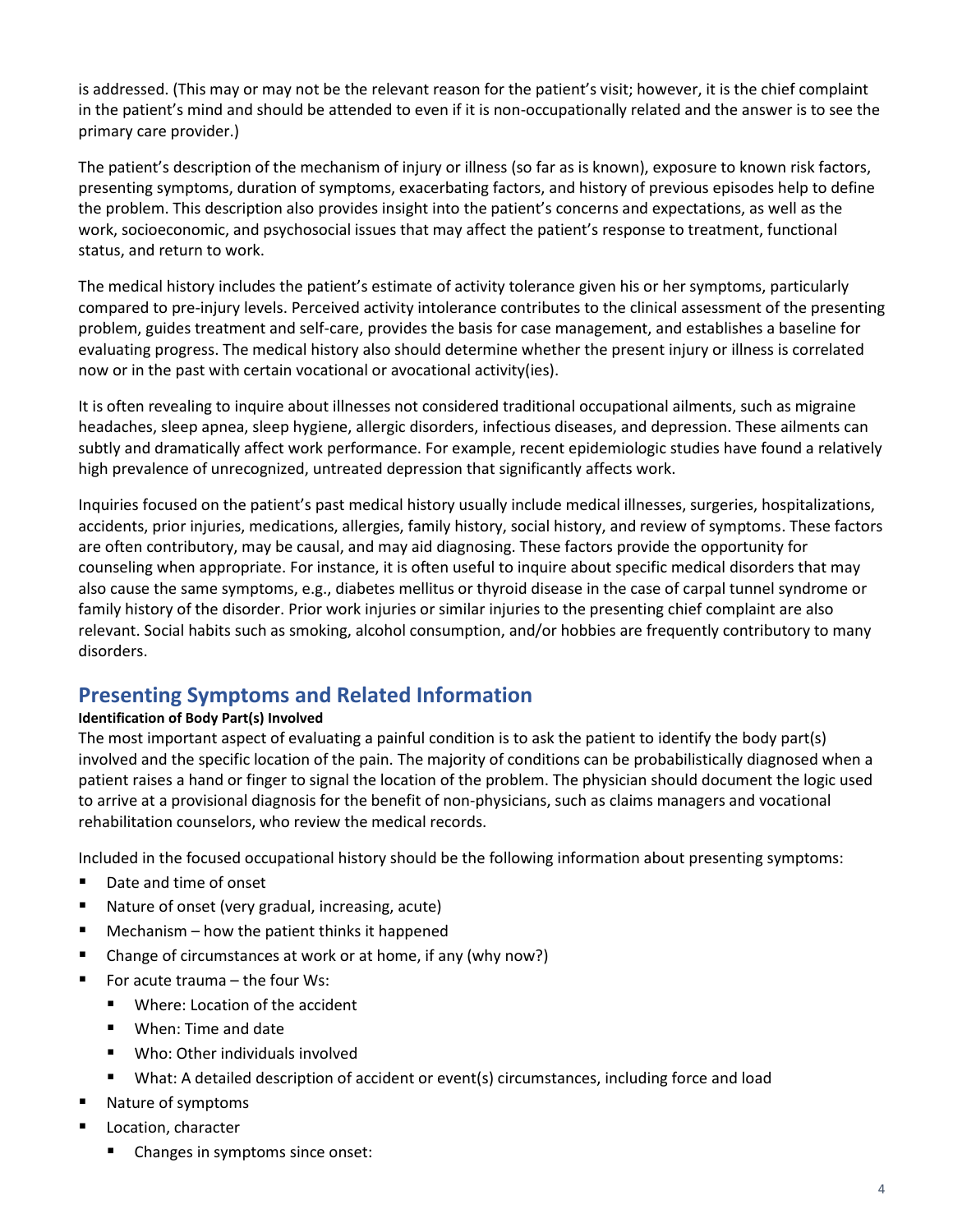is addressed. (This may or may not be the relevant reason for the patient's visit; however, it is the chief complaint in the patient's mind and should be attended to even if it is non-occupationally related and the answer is to see the primary care provider.)

The patient's description of the mechanism of injury or illness (so far as is known), exposure to known risk factors, presenting symptoms, duration of symptoms, exacerbating factors, and history of previous episodes help to define the problem. This description also provides insight into the patient's concerns and expectations, as well as the work, socioeconomic, and psychosocial issues that may affect the patient's response to treatment, functional status, and return to work.

The medical history includes the patient's estimate of activity tolerance given his or her symptoms, particularly compared to pre-injury levels. Perceived activity intolerance contributes to the clinical assessment of the presenting problem, guides treatment and self-care, provides the basis for case management, and establishes a baseline for evaluating progress. The medical history also should determine whether the present injury or illness is correlated now or in the past with certain vocational or avocational activity(ies).

It is often revealing to inquire about illnesses not considered traditional occupational ailments, such as migraine headaches, sleep apnea, sleep hygiene, allergic disorders, infectious diseases, and depression. These ailments can subtly and dramatically affect work performance. For example, recent epidemiologic studies have found a relatively high prevalence of unrecognized, untreated depression that significantly affects work.

Inquiries focused on the patient's past medical history usually include medical illnesses, surgeries, hospitalizations, accidents, prior injuries, medications, allergies, family history, social history, and review of symptoms. These factors are often contributory, may be causal, and may aid diagnosing. These factors provide the opportunity for counseling when appropriate. For instance, it is often useful to inquire about specific medical disorders that may also cause the same symptoms, e.g., diabetes mellitus or thyroid disease in the case of carpal tunnel syndrome or family history of the disorder. Prior work injuries or similar injuries to the presenting chief complaint are also relevant. Social habits such as smoking, alcohol consumption, and/or hobbies are frequently contributory to many disorders.

## Presenting Symptoms and Related Information

**Identification of Body Part(s) Involved**

The most important aspect of evaluating a painful condition is to ask the patient to identify the body part(s) involved and the specific location of the pain. The majority of conditions can be probabilistically diagnosed when a patient raises a hand or finger to signal the location of the problem. The physician should document the logic used to arrive at a provisional diagnosis for the benefit of non-physicians, such as claims managers and vocational rehabilitation counselors, who review the medical records.

Included in the focused occupational history should be the following information about presenting symptoms:

- Date and time of onset
- Nature of onset (very gradual, increasing, acute)
- Mechanism – how the patient thinks it happened
- Change of circumstances at work or at home, if any (why now?)
- For acute trauma – the four Ws:
  - Where: Location of the accident
  - When: Time and date
  - Who: Other individuals involved
  - What: A detailed description of accident or event(s) circumstances, including force and load
- Nature of symptoms
- Location, character
  - Changes in symptoms since onset: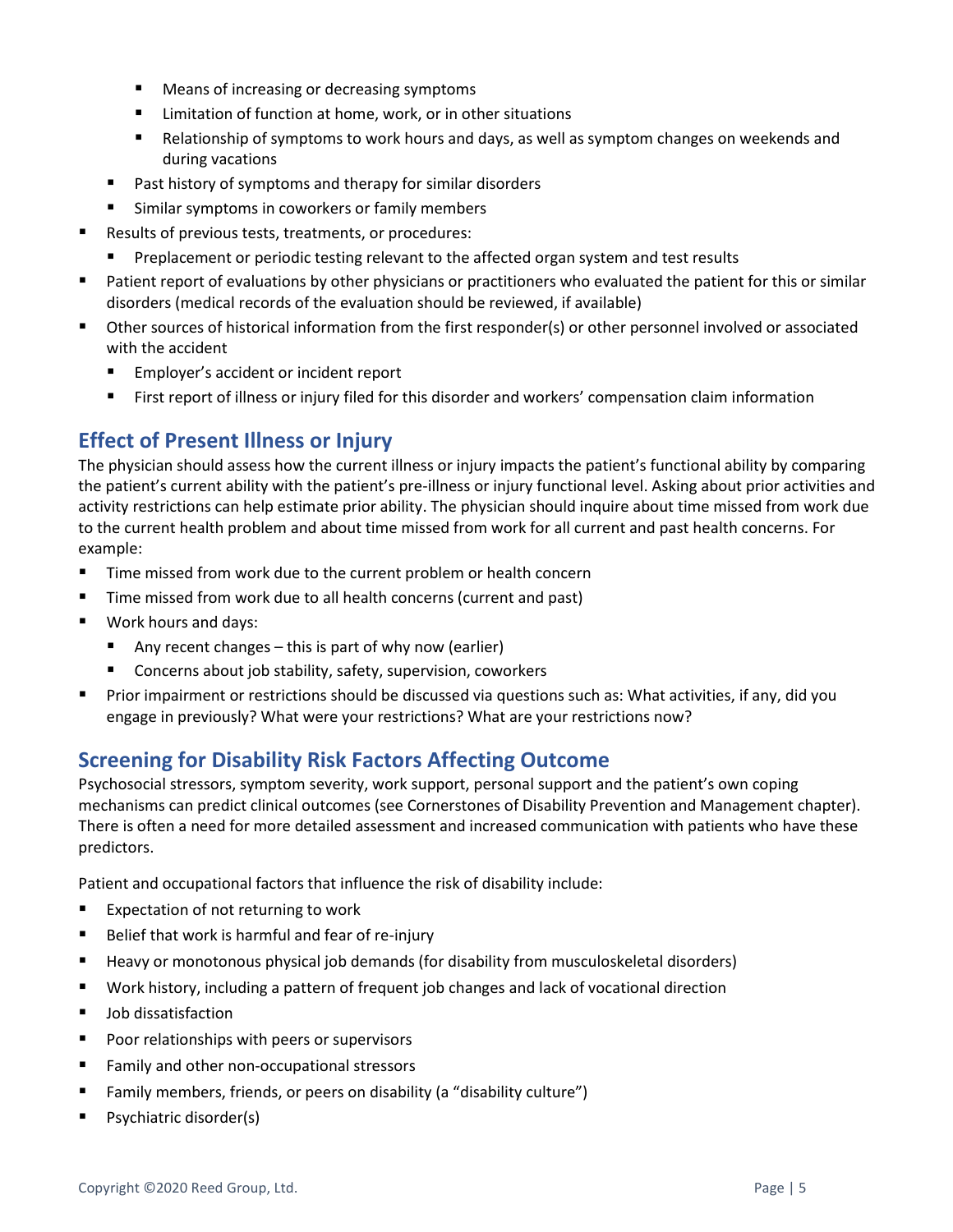- Means of increasing or decreasing symptoms
        - Limitation of function at home, work, or in other situations
        - Relationship of symptoms to work hours and days, as well as symptom changes on weekends and during vacations
    - Past history of symptoms and therapy for similar disorders
    - Similar symptoms in coworkers or family members
- Results of previous tests, treatments, or procedures:
    - Preplacement or periodic testing relevant to the affected organ system and test results
- Patient report of evaluations by other physicians or practitioners who evaluated the patient for this or similar disorders (medical records of the evaluation should be reviewed, if available)
- Other sources of historical information from the first responder(s) or other personnel involved or associated with the accident
    - Employer's accident or incident report
    - First report of illness or injury filed for this disorder and workers' compensation claim information

## Effect of Present Illness or Injury

The physician should assess how the current illness or injury impacts the patient's functional ability by comparing the patient's current ability with the patient's pre-illness or injury functional level. Asking about prior activities and activity restrictions can help estimate prior ability. The physician should inquire about time missed from work due to the current health problem and about time missed from work for all current and past health concerns. For example:

- Time missed from work due to the current problem or health concern
- Time missed from work due to all health concerns (current and past)
- Work hours and days:
    - Any recent changes – this is part of why now (earlier)
    - Concerns about job stability, safety, supervision, coworkers
- Prior impairment or restrictions should be discussed via questions such as: What activities, if any, did you engage in previously? What were your restrictions? What are your restrictions now?

## Screening for Disability Risk Factors Affecting Outcome

Psychosocial stressors, symptom severity, work support, personal support and the patient's own coping mechanisms can predict clinical outcomes (see Cornerstones of Disability Prevention and Management chapter). There is often a need for more detailed assessment and increased communication with patients who have these predictors.

Patient and occupational factors that influence the risk of disability include:

- Expectation of not returning to work
- Belief that work is harmful and fear of re-injury
- Heavy or monotonous physical job demands (for disability from musculoskeletal disorders)
- Work history, including a pattern of frequent job changes and lack of vocational direction
- Job dissatisfaction
- Poor relationships with peers or supervisors
- Family and other non-occupational stressors
- Family members, friends, or peers on disability (a "disability culture")
- Psychiatric disorder(s)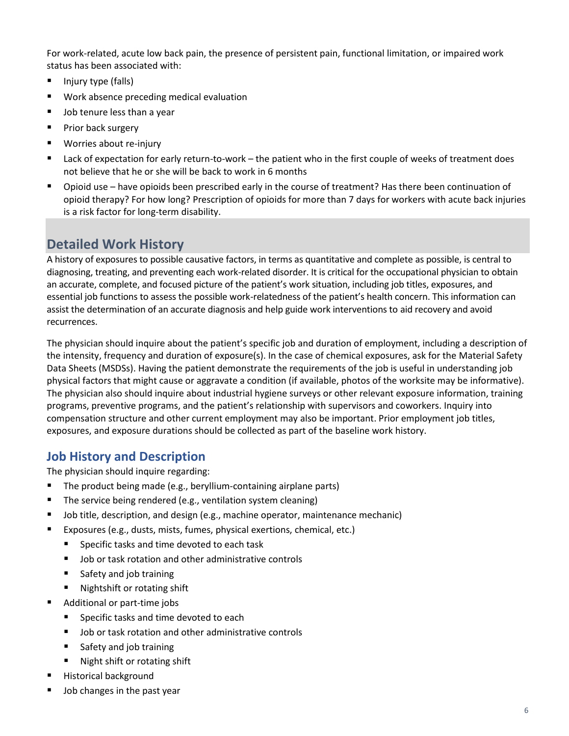For work-related, acute low back pain, the presence of persistent pain, functional limitation, or impaired work status has been associated with:

- Injury type (falls)
- Work absence preceding medical evaluation
- Job tenure less than a year
- Prior back surgery
- Worries about re-injury
- Lack of expectation for early return-to-work – the patient who in the first couple of weeks of treatment does not believe that he or she will be back to work in 6 months
- Opioid use – have opioids been prescribed early in the course of treatment? Has there been continuation of opioid therapy? For how long? Prescription of opioids for more than 7 days for workers with acute back injuries is a risk factor for long-term disability.

## Detailed Work History

A history of exposures to possible causative factors, in terms as quantitative and complete as possible, is central to diagnosing, treating, and preventing each work-related disorder. It is critical for the occupational physician to obtain an accurate, complete, and focused picture of the patient's work situation, including job titles, exposures, and essential job functions to assess the possible work-relatedness of the patient's health concern. This information can assist the determination of an accurate diagnosis and help guide work interventions to aid recovery and avoid recurrences.

The physician should inquire about the patient's specific job and duration of employment, including a description of the intensity, frequency and duration of exposure(s). In the case of chemical exposures, ask for the Material Safety Data Sheets (MSDSs). Having the patient demonstrate the requirements of the job is useful in understanding job physical factors that might cause or aggravate a condition (if available, photos of the worksite may be informative). The physician also should inquire about industrial hygiene surveys or other relevant exposure information, training programs, preventive programs, and the patient's relationship with supervisors and coworkers. Inquiry into compensation structure and other current employment may also be important. Prior employment job titles, exposures, and exposure durations should be collected as part of the baseline work history.

### Job History and Description

The physician should inquire regarding:

- The product being made (e.g., beryllium-containing airplane parts)
- The service being rendered (e.g., ventilation system cleaning)
- Job title, description, and design (e.g., machine operator, maintenance mechanic)
- Exposures (e.g., dusts, mists, fumes, physical exertions, chemical, etc.)
  - Specific tasks and time devoted to each task
  - Job or task rotation and other administrative controls
  - Safety and job training
  - Nightshift or rotating shift
- Additional or part-time jobs
  - Specific tasks and time devoted to each
  - Job or task rotation and other administrative controls
  - Safety and job training
  - Night shift or rotating shift
- Historical background
- Job changes in the past year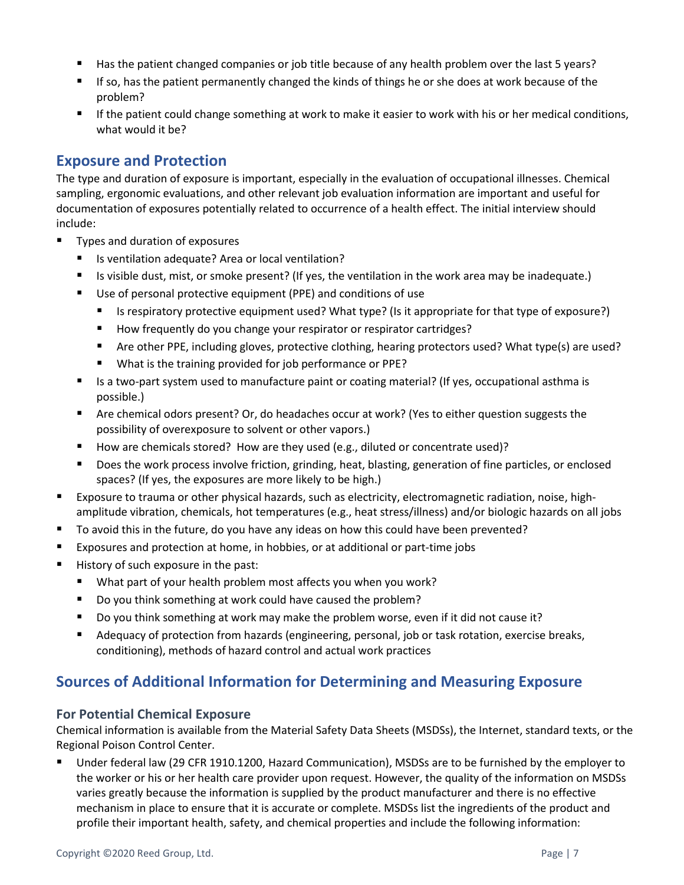- Has the patient changed companies or job title because of any health problem over the last 5 years?
- If so, has the patient permanently changed the kinds of things he or she does at work because of the problem?
- If the patient could change something at work to make it easier to work with his or her medical conditions, what would it be?

## Exposure and Protection

The type and duration of exposure is important, especially in the evaluation of occupational illnesses. Chemical sampling, ergonomic evaluations, and other relevant job evaluation information are important and useful for documentation of exposures potentially related to occurrence of a health effect. The initial interview should include:

- Types and duration of exposures
  - Is ventilation adequate? Area or local ventilation?
  - Is visible dust, mist, or smoke present? (If yes, the ventilation in the work area may be inadequate.)
  - Use of personal protective equipment (PPE) and conditions of use
    - Is respiratory protective equipment used? What type? (Is it appropriate for that type of exposure?)
    - How frequently do you change your respirator or respirator cartridges?
    - Are other PPE, including gloves, protective clothing, hearing protectors used? What type(s) are used?
    - What is the training provided for job performance or PPE?
  - Is a two-part system used to manufacture paint or coating material? (If yes, occupational asthma is possible.)
  - Are chemical odors present? Or, do headaches occur at work? (Yes to either question suggests the possibility of overexposure to solvent or other vapors.)
  - How are chemicals stored? How are they used (e.g., diluted or concentrate used)?
  - Does the work process involve friction, grinding, heat, blasting, generation of fine particles, or enclosed spaces? (If yes, the exposures are more likely to be high.)
- Exposure to trauma or other physical hazards, such as electricity, electromagnetic radiation, noise, high-amplitude vibration, chemicals, hot temperatures (e.g., heat stress/illness) and/or biologic hazards on all jobs
- To avoid this in the future, do you have any ideas on how this could have been prevented?
- Exposures and protection at home, in hobbies, or at additional or part-time jobs
- History of such exposure in the past:
  - What part of your health problem most affects you when you work?
  - Do you think something at work could have caused the problem?
  - Do you think something at work may make the problem worse, even if it did not cause it?
  - Adequacy of protection from hazards (engineering, personal, job or task rotation, exercise breaks, conditioning), methods of hazard control and actual work practices

## Sources of Additional Information for Determining and Measuring Exposure

### For Potential Chemical Exposure

Chemical information is available from the Material Safety Data Sheets (MSDSs), the Internet, standard texts, or the Regional Poison Control Center.

- Under federal law (29 CFR 1910.1200, Hazard Communication), MSDSs are to be furnished by the employer to the worker or his or her health care provider upon request. However, the quality of the information on MSDSs varies greatly because the information is supplied by the product manufacturer and there is no effective mechanism in place to ensure that it is accurate or complete. MSDSs list the ingredients of the product and profile their important health, safety, and chemical properties and include the following information: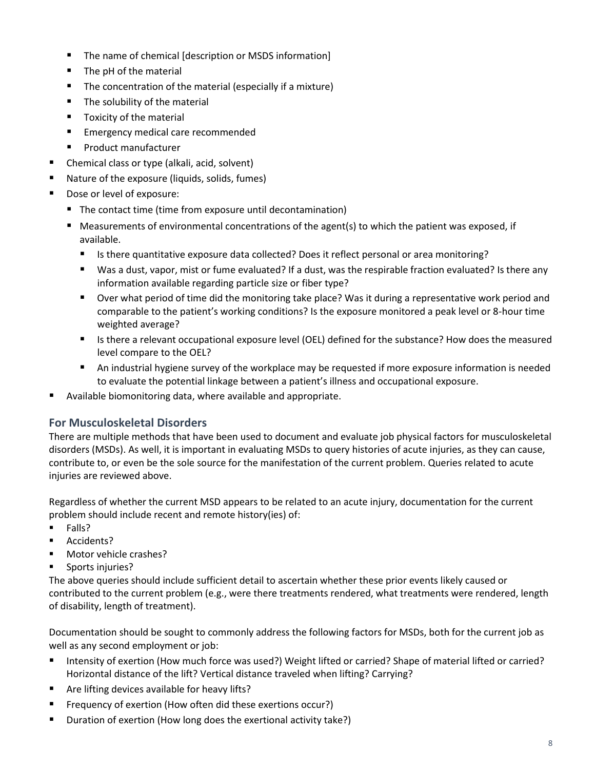- The name of chemical [description or MSDS information]
  - The pH of the material
  - The concentration of the material (especially if a mixture)
  - The solubility of the material
  - Toxicity of the material
  - Emergency medical care recommended
  - Product manufacturer
- Chemical class or type (alkali, acid, solvent)
- Nature of the exposure (liquids, solids, fumes)
- Dose or level of exposure:
  - The contact time (time from exposure until decontamination)
  - Measurements of environmental concentrations of the agent(s) to which the patient was exposed, if available.
    - Is there quantitative exposure data collected? Does it reflect personal or area monitoring?
    - Was a dust, vapor, mist or fume evaluated? If a dust, was the respirable fraction evaluated? Is there any information available regarding particle size or fiber type?
    - Over what period of time did the monitoring take place? Was it during a representative work period and comparable to the patient's working conditions? Is the exposure monitored a peak level or 8-hour time weighted average?
    - Is there a relevant occupational exposure level (OEL) defined for the substance? How does the measured level compare to the OEL?
    - An industrial hygiene survey of the workplace may be requested if more exposure information is needed to evaluate the potential linkage between a patient's illness and occupational exposure.
- Available biomonitoring data, where available and appropriate.

### For Musculoskeletal Disorders

There are multiple methods that have been used to document and evaluate job physical factors for musculoskeletal disorders (MSDs). As well, it is important in evaluating MSDs to query histories of acute injuries, as they can cause, contribute to, or even be the sole source for the manifestation of the current problem. Queries related to acute injuries are reviewed above.

Regardless of whether the current MSD appears to be related to an acute injury, documentation for the current problem should include recent and remote history(ies) of:

- Falls?
- Accidents?
- Motor vehicle crashes?
- Sports injuries?

The above queries should include sufficient detail to ascertain whether these prior events likely caused or contributed to the current problem (e.g., were there treatments rendered, what treatments were rendered, length of disability, length of treatment).

Documentation should be sought to commonly address the following factors for MSDs, both for the current job as well as any second employment or job:

- Intensity of exertion (How much force was used?) Weight lifted or carried? Shape of material lifted or carried? Horizontal distance of the lift? Vertical distance traveled when lifting? Carrying?
- Are lifting devices available for heavy lifts?
- Frequency of exertion (How often did these exertions occur?)
- Duration of exertion (How long does the exertional activity take?)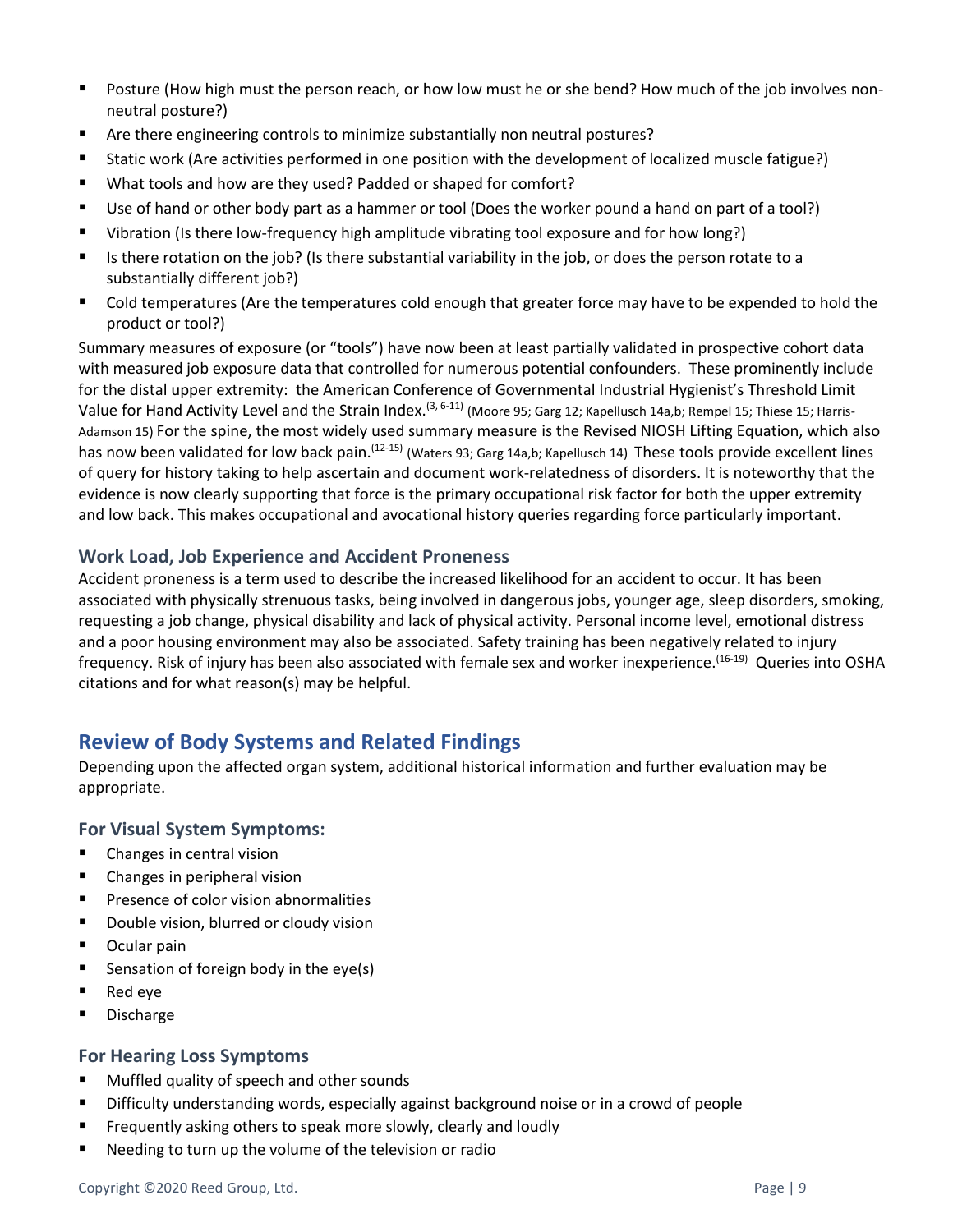- Posture (How high must the person reach, or how low must he or she bend? How much of the job involves non-neutral posture?)
- Are there engineering controls to minimize substantially non neutral postures?
- Static work (Are activities performed in one position with the development of localized muscle fatigue?)
- What tools and how are they used? Padded or shaped for comfort?
- Use of hand or other body part as a hammer or tool (Does the worker pound a hand on part of a tool?)
- Vibration (Is there low-frequency high amplitude vibrating tool exposure and for how long?)
- Is there rotation on the job? (Is there substantial variability in the job, or does the person rotate to a substantially different job?)
- Cold temperatures (Are the temperatures cold enough that greater force may have to be expended to hold the product or tool?)

Summary measures of exposure (or "tools") have now been at least partially validated in prospective cohort data with measured job exposure data that controlled for numerous potential confounders. These prominently include for the distal upper extremity: the American Conference of Governmental Industrial Hygienist's Threshold Limit Value for Hand Activity Level and the Strain Index.[3, 6-11] (Moore 95; Garg 12; Kapellusch 14a,b; Rempel 15; Thiese 15; Harris-Adamson 15) For the spine, the most widely used summary measure is the Revised NIOSH Lifting Equation, which also has now been validated for low back pain.[12-15] (Waters 93; Garg 14a,b; Kapellusch 14) These tools provide excellent lines of query for history taking to help ascertain and document work-relatedness of disorders. It is noteworthy that the evidence is now clearly supporting that force is the primary occupational risk factor for both the upper extremity and low back. This makes occupational and avocational history queries regarding force particularly important.

### Work Load, Job Experience and Accident Proneness

Accident proneness is a term used to describe the increased likelihood for an accident to occur. It has been associated with physically strenuous tasks, being involved in dangerous jobs, younger age, sleep disorders, smoking, requesting a job change, physical disability and lack of physical activity. Personal income level, emotional distress and a poor housing environment may also be associated. Safety training has been negatively related to injury frequency. Risk of injury has been also associated with female sex and worker inexperience.[16-19] Queries into OSHA citations and for what reason(s) may be helpful.

## Review of Body Systems and Related Findings

Depending upon the affected organ system, additional historical information and further evaluation may be appropriate.

### For Visual System Symptoms:

- Changes in central vision
- Changes in peripheral vision
- Presence of color vision abnormalities
- Double vision, blurred or cloudy vision
- Ocular pain
- Sensation of foreign body in the eye(s)
- Red eye
- Discharge

### For Hearing Loss Symptoms

- Muffled quality of speech and other sounds
- Difficulty understanding words, especially against background noise or in a crowd of people
- Frequently asking others to speak more slowly, clearly and loudly
- Needing to turn up the volume of the television or radio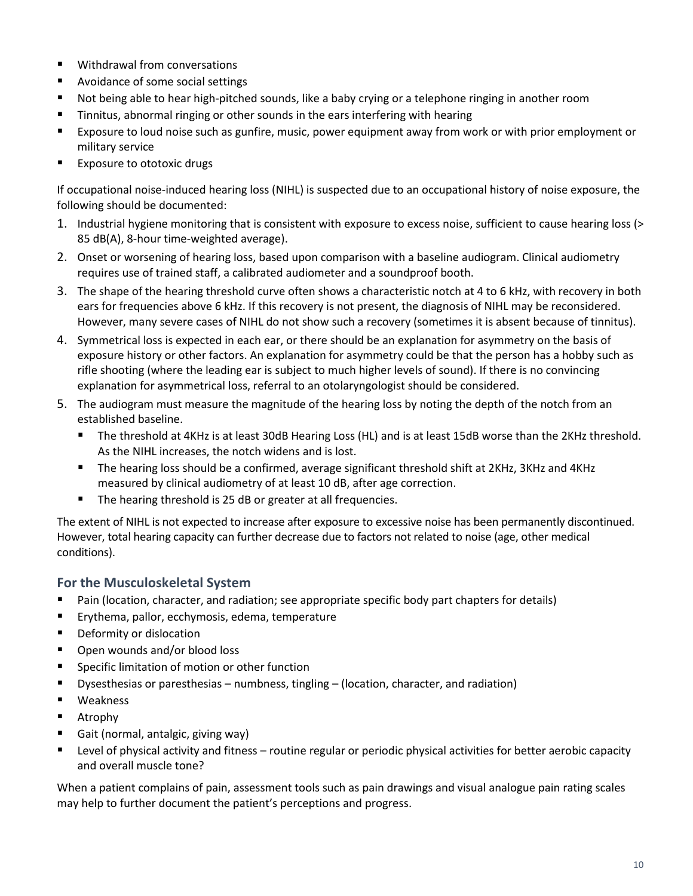- Withdrawal from conversations
- Avoidance of some social settings
- Not being able to hear high-pitched sounds, like a baby crying or a telephone ringing in another room
- Tinnitus, abnormal ringing or other sounds in the ears interfering with hearing
- Exposure to loud noise such as gunfire, music, power equipment away from work or with prior employment or military service
- Exposure to ototoxic drugs

If occupational noise-induced hearing loss (NIHL) is suspected due to an occupational history of noise exposure, the following should be documented:

1. Industrial hygiene monitoring that is consistent with exposure to excess noise, sufficient to cause hearing loss (> 85 dB(A), 8-hour time-weighted average).
2. Onset or worsening of hearing loss, based upon comparison with a baseline audiogram. Clinical audiometry requires use of trained staff, a calibrated audiometer and a soundproof booth.
3. The shape of the hearing threshold curve often shows a characteristic notch at 4 to 6 kHz, with recovery in both ears for frequencies above 6 kHz. If this recovery is not present, the diagnosis of NIHL may be reconsidered. However, many severe cases of NIHL do not show such a recovery (sometimes it is absent because of tinnitus).
4. Symmetrical loss is expected in each ear, or there should be an explanation for asymmetry on the basis of exposure history or other factors. An explanation for asymmetry could be that the person has a hobby such as rifle shooting (where the leading ear is subject to much higher levels of sound). If there is no convincing explanation for asymmetrical loss, referral to an otolaryngologist should be considered.
5. The audiogram must measure the magnitude of the hearing loss by noting the depth of the notch from an established baseline.
   - The threshold at 4KHz is at least 30dB Hearing Loss (HL) and is at least 15dB worse than the 2KHz threshold. As the NIHL increases, the notch widens and is lost.
   - The hearing loss should be a confirmed, average significant threshold shift at 2KHz, 3KHz and 4KHz measured by clinical audiometry of at least 10 dB, after age correction.
   - The hearing threshold is 25 dB or greater at all frequencies.

The extent of NIHL is not expected to increase after exposure to excessive noise has been permanently discontinued. However, total hearing capacity can further decrease due to factors not related to noise (age, other medical conditions).

### For the Musculoskeletal System

- Pain (location, character, and radiation; see appropriate specific body part chapters for details)
- Erythema, pallor, ecchymosis, edema, temperature
- Deformity or dislocation
- Open wounds and/or blood loss
- Specific limitation of motion or other function
- Dysesthesias or paresthesias – numbness, tingling – (location, character, and radiation)
- Weakness
- Atrophy
- Gait (normal, antalgic, giving way)
- Level of physical activity and fitness – routine regular or periodic physical activities for better aerobic capacity and overall muscle tone?

When a patient complains of pain, assessment tools such as pain drawings and visual analogue pain rating scales may help to further document the patient's perceptions and progress.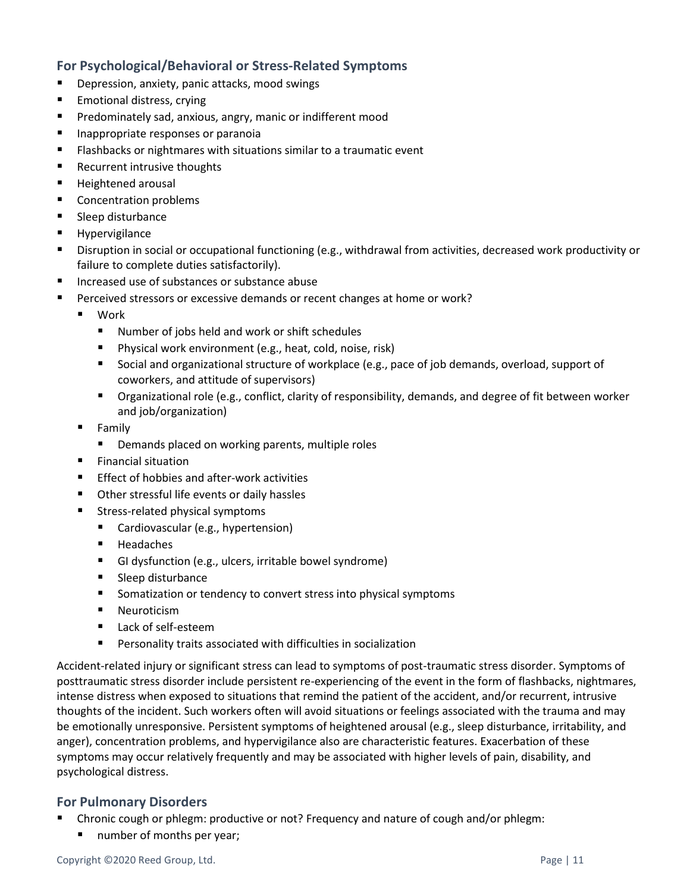### For Psychological/Behavioral or Stress-Related Symptoms

- Depression, anxiety, panic attacks, mood swings
- Emotional distress, crying
- Predominately sad, anxious, angry, manic or indifferent mood
- Inappropriate responses or paranoia
- Flashbacks or nightmares with situations similar to a traumatic event
- Recurrent intrusive thoughts
- Heightened arousal
- Concentration problems
- Sleep disturbance
- Hypervigilance
- Disruption in social or occupational functioning (e.g., withdrawal from activities, decreased work productivity or failure to complete duties satisfactorily).
- Increased use of substances or substance abuse
- Perceived stressors or excessive demands or recent changes at home or work?
  - Work
    - Number of jobs held and work or shift schedules
    - Physical work environment (e.g., heat, cold, noise, risk)
    - Social and organizational structure of workplace (e.g., pace of job demands, overload, support of coworkers, and attitude of supervisors)
    - Organizational role (e.g., conflict, clarity of responsibility, demands, and degree of fit between worker and job/organization)
  - Family
    - Demands placed on working parents, multiple roles
  - Financial situation
  - Effect of hobbies and after-work activities
  - Other stressful life events or daily hassles
  - Stress-related physical symptoms
    - Cardiovascular (e.g., hypertension)
    - Headaches
    - GI dysfunction (e.g., ulcers, irritable bowel syndrome)
    - Sleep disturbance
    - Somatization or tendency to convert stress into physical symptoms
    - Neuroticism
    - Lack of self-esteem
    - Personality traits associated with difficulties in socialization

Accident-related injury or significant stress can lead to symptoms of post-traumatic stress disorder. Symptoms of posttraumatic stress disorder include persistent re-experiencing of the event in the form of flashbacks, nightmares, intense distress when exposed to situations that remind the patient of the accident, and/or recurrent, intrusive thoughts of the incident. Such workers often will avoid situations or feelings associated with the trauma and may be emotionally unresponsive. Persistent symptoms of heightened arousal (e.g., sleep disturbance, irritability, and anger), concentration problems, and hypervigilance also are characteristic features. Exacerbation of these symptoms may occur relatively frequently and may be associated with higher levels of pain, disability, and psychological distress.

### For Pulmonary Disorders

- Chronic cough or phlegm: productive or not? Frequency and nature of cough and/or phlegm:
  - number of months per year;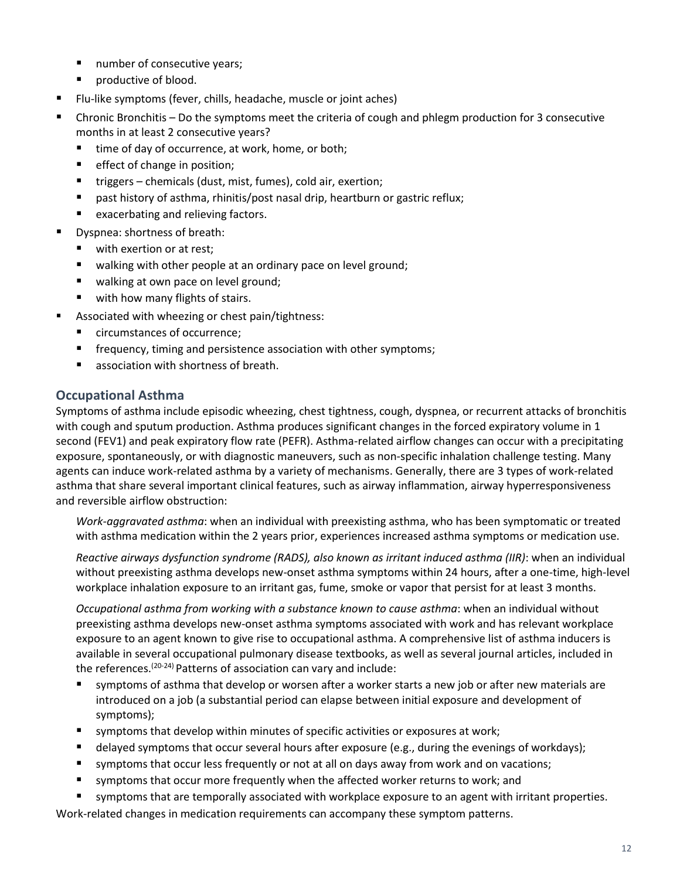- number of consecutive years;
- productive of blood.
- Flu-like symptoms (fever, chills, headache, muscle or joint aches)
- Chronic Bronchitis – Do the symptoms meet the criteria of cough and phlegm production for 3 consecutive months in at least 2 consecutive years?
  - time of day of occurrence, at work, home, or both;
  - effect of change in position;
  - triggers – chemicals (dust, mist, fumes), cold air, exertion;
  - past history of asthma, rhinitis/post nasal drip, heartburn or gastric reflux;
  - exacerbating and relieving factors.
- Dyspnea: shortness of breath:
  - with exertion or at rest;
  - walking with other people at an ordinary pace on level ground;
  - walking at own pace on level ground;
  - with how many flights of stairs.
- Associated with wheezing or chest pain/tightness:
  - circumstances of occurrence;
  - frequency, timing and persistence association with other symptoms;
  - association with shortness of breath.

## Occupational Asthma

Symptoms of asthma include episodic wheezing, chest tightness, cough, dyspnea, or recurrent attacks of bronchitis with cough and sputum production. Asthma produces significant changes in the forced expiratory volume in 1 second (FEV1) and peak expiratory flow rate (PEFR). Asthma-related airflow changes can occur with a precipitating exposure, spontaneously, or with diagnostic maneuvers, such as non-specific inhalation challenge testing. Many agents can induce work-related asthma by a variety of mechanisms. Generally, there are 3 types of work-related asthma that share several important clinical features, such as airway inflammation, airway hyperresponsiveness and reversible airflow obstruction:

*Work-aggravated asthma*: when an individual with preexisting asthma, who has been symptomatic or treated with asthma medication within the 2 years prior, experiences increased asthma symptoms or medication use.

*Reactive airways dysfunction syndrome (RADS), also known as irritant induced asthma (IIR)*: when an individual without preexisting asthma develops new-onset asthma symptoms within 24 hours, after a one-time, high-level workplace inhalation exposure to an irritant gas, fume, smoke or vapor that persist for at least 3 months.

*Occupational asthma from working with a substance known to cause asthma*: when an individual without preexisting asthma develops new-onset asthma symptoms associated with work and has relevant workplace exposure to an agent known to give rise to occupational asthma. A comprehensive list of asthma inducers is available in several occupational pulmonary disease textbooks, as well as several journal articles, included in the references.[20-24] Patterns of association can vary and include:

- symptoms of asthma that develop or worsen after a worker starts a new job or after new materials are introduced on a job (a substantial period can elapse between initial exposure and development of symptoms);
- symptoms that develop within minutes of specific activities or exposures at work;
- delayed symptoms that occur several hours after exposure (e.g., during the evenings of workdays);
- symptoms that occur less frequently or not at all on days away from work and on vacations;
- symptoms that occur more frequently when the affected worker returns to work; and
- symptoms that are temporally associated with workplace exposure to an agent with irritant properties.

Work-related changes in medication requirements can accompany these symptom patterns.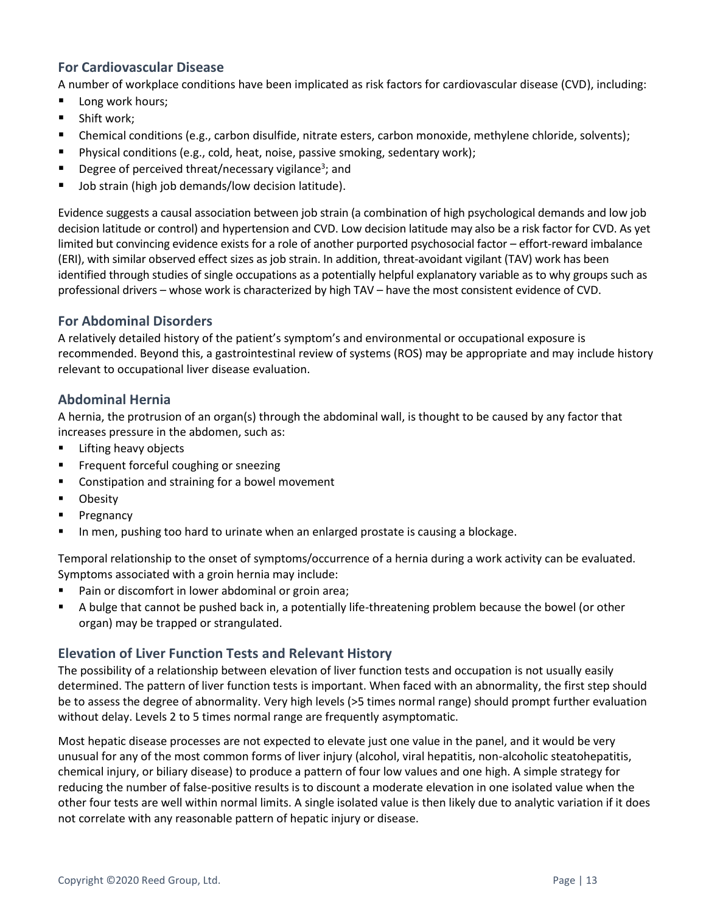### For Cardiovascular Disease

A number of workplace conditions have been implicated as risk factors for cardiovascular disease (CVD), including:

- Long work hours;
- Shift work;
- Chemical conditions (e.g., carbon disulfide, nitrate esters, carbon monoxide, methylene chloride, solvents);
- Physical conditions (e.g., cold, heat, noise, passive smoking, sedentary work);
- Degree of perceived threat/necessary vigilance[3]; and
- Job strain (high job demands/low decision latitude).

Evidence suggests a causal association between job strain (a combination of high psychological demands and low job decision latitude or control) and hypertension and CVD. Low decision latitude may also be a risk factor for CVD. As yet limited but convincing evidence exists for a role of another purported psychosocial factor – effort-reward imbalance (ERI), with similar observed effect sizes as job strain. In addition, threat-avoidant vigilant (TAV) work has been identified through studies of single occupations as a potentially helpful explanatory variable as to why groups such as professional drivers – whose work is characterized by high TAV – have the most consistent evidence of CVD.

### For Abdominal Disorders

A relatively detailed history of the patient's symptom's and environmental or occupational exposure is recommended. Beyond this, a gastrointestinal review of systems (ROS) may be appropriate and may include history relevant to occupational liver disease evaluation.

### Abdominal Hernia

A hernia, the protrusion of an organ(s) through the abdominal wall, is thought to be caused by any factor that increases pressure in the abdomen, such as:

- Lifting heavy objects
- Frequent forceful coughing or sneezing
- Constipation and straining for a bowel movement
- Obesity
- Pregnancy
- In men, pushing too hard to urinate when an enlarged prostate is causing a blockage.

Temporal relationship to the onset of symptoms/occurrence of a hernia during a work activity can be evaluated. Symptoms associated with a groin hernia may include:

- Pain or discomfort in lower abdominal or groin area;
- A bulge that cannot be pushed back in, a potentially life-threatening problem because the bowel (or other organ) may be trapped or strangulated.

### Elevation of Liver Function Tests and Relevant History

The possibility of a relationship between elevation of liver function tests and occupation is not usually easily determined. The pattern of liver function tests is important. When faced with an abnormality, the first step should be to assess the degree of abnormality. Very high levels (>5 times normal range) should prompt further evaluation without delay. Levels 2 to 5 times normal range are frequently asymptomatic.

Most hepatic disease processes are not expected to elevate just one value in the panel, and it would be very unusual for any of the most common forms of liver injury (alcohol, viral hepatitis, non-alcoholic steatohepatitis, chemical injury, or biliary disease) to produce a pattern of four low values and one high. A simple strategy for reducing the number of false-positive results is to discount a moderate elevation in one isolated value when the other four tests are well within normal limits. A single isolated value is then likely due to analytic variation if it does not correlate with any reasonable pattern of hepatic injury or disease.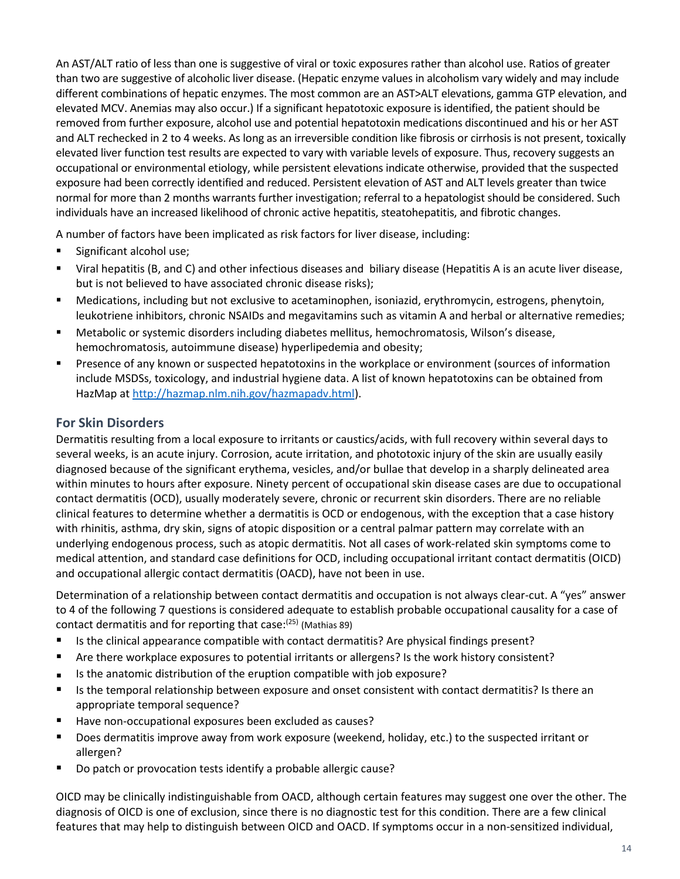An AST/ALT ratio of less than one is suggestive of viral or toxic exposures rather than alcohol use. Ratios of greater than two are suggestive of alcoholic liver disease. (Hepatic enzyme values in alcoholism vary widely and may include different combinations of hepatic enzymes. The most common are an AST>ALT elevations, gamma GTP elevation, and elevated MCV. Anemias may also occur.) If a significant hepatotoxic exposure is identified, the patient should be removed from further exposure, alcohol use and potential hepatotoxin medications discontinued and his or her AST and ALT rechecked in 2 to 4 weeks. As long as an irreversible condition like fibrosis or cirrhosis is not present, toxically elevated liver function test results are expected to vary with variable levels of exposure. Thus, recovery suggests an occupational or environmental etiology, while persistent elevations indicate otherwise, provided that the suspected exposure had been correctly identified and reduced. Persistent elevation of AST and ALT levels greater than twice normal for more than 2 months warrants further investigation; referral to a hepatologist should be considered. Such individuals have an increased likelihood of chronic active hepatitis, steatohepatitis, and fibrotic changes.

A number of factors have been implicated as risk factors for liver disease, including:

- Significant alcohol use;
- Viral hepatitis (B, and C) and other infectious diseases and biliary disease (Hepatitis A is an acute liver disease, but is not believed to have associated chronic disease risks);
- Medications, including but not exclusive to acetaminophen, isoniazid, erythromycin, estrogens, phenytoin, leukotriene inhibitors, chronic NSAIDs and megavitamins such as vitamin A and herbal or alternative remedies;
- Metabolic or systemic disorders including diabetes mellitus, hemochromatosis, Wilson's disease, hemochromatosis, autoimmune disease) hyperlipedemia and obesity;
- Presence of any known or suspected hepatotoxins in the workplace or environment (sources of information include MSDSs, toxicology, and industrial hygiene data. A list of known hepatotoxins can be obtained from HazMap at http://hazmap.nlm.nih.gov/hazmapadv.html).

## For Skin Disorders

Dermatitis resulting from a local exposure to irritants or caustics/acids, with full recovery within several days to several weeks, is an acute injury. Corrosion, acute irritation, and phototoxic injury of the skin are usually easily diagnosed because of the significant erythema, vesicles, and/or bullae that develop in a sharply delineated area within minutes to hours after exposure. Ninety percent of occupational skin disease cases are due to occupational contact dermatitis (OCD), usually moderately severe, chronic or recurrent skin disorders. There are no reliable clinical features to determine whether a dermatitis is OCD or endogenous, with the exception that a case history with rhinitis, asthma, dry skin, signs of atopic disposition or a central palmar pattern may correlate with an underlying endogenous process, such as atopic dermatitis. Not all cases of work-related skin symptoms come to medical attention, and standard case definitions for OCD, including occupational irritant contact dermatitis (OICD) and occupational allergic contact dermatitis (OACD), have not been in use.

Determination of a relationship between contact dermatitis and occupation is not always clear-cut. A "yes" answer to 4 of the following 7 questions is considered adequate to establish probable occupational causality for a case of contact dermatitis and for reporting that case:[25] (Mathias 89)

- Is the clinical appearance compatible with contact dermatitis? Are physical findings present?
- Are there workplace exposures to potential irritants or allergens? Is the work history consistent?
- Is the anatomic distribution of the eruption compatible with job exposure?
- Is the temporal relationship between exposure and onset consistent with contact dermatitis? Is there an appropriate temporal sequence?
- Have non-occupational exposures been excluded as causes?
- Does dermatitis improve away from work exposure (weekend, holiday, etc.) to the suspected irritant or allergen?
- Do patch or provocation tests identify a probable allergic cause?

OICD may be clinically indistinguishable from OACD, although certain features may suggest one over the other. The diagnosis of OICD is one of exclusion, since there is no diagnostic test for this condition. There are a few clinical features that may help to distinguish between OICD and OACD. If symptoms occur in a non-sensitized individual,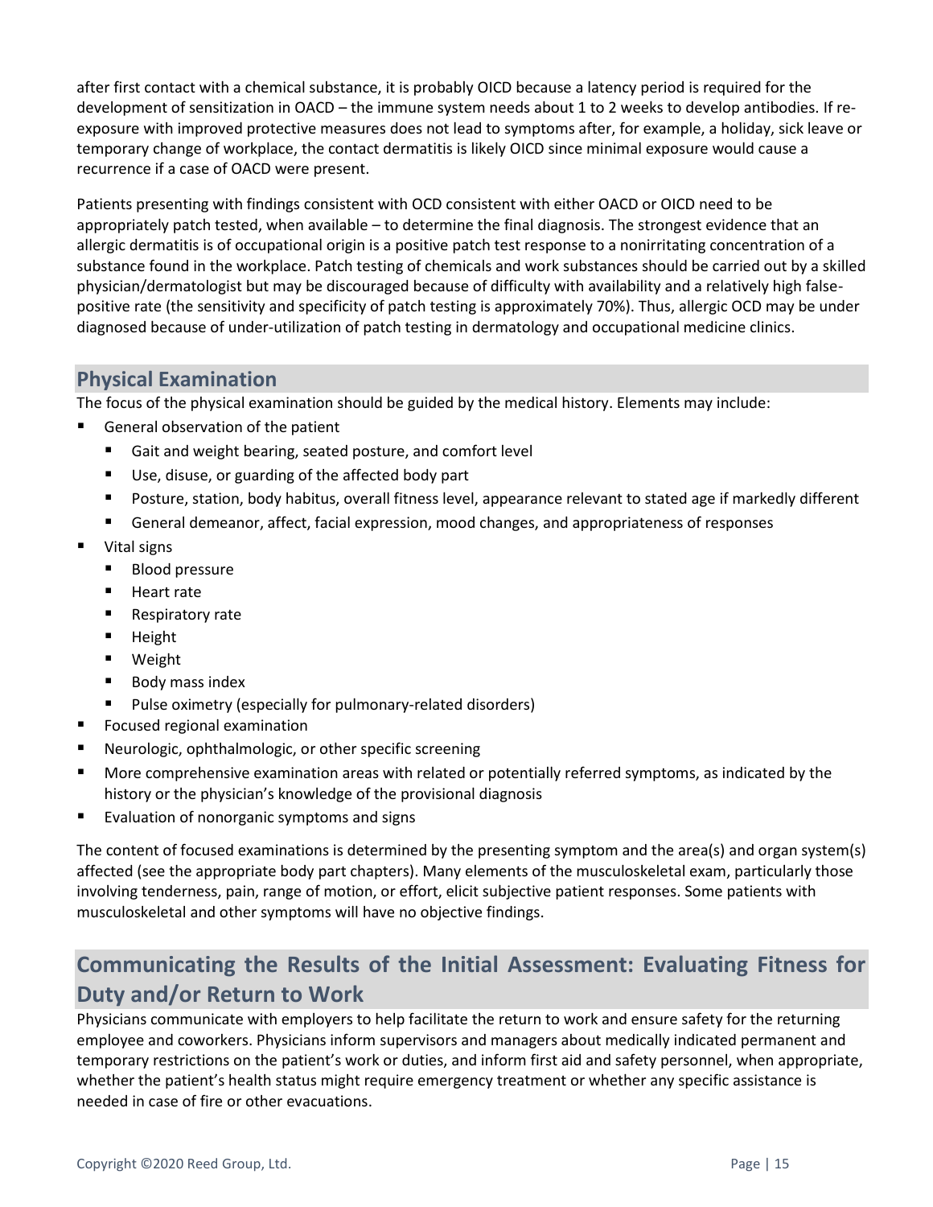after first contact with a chemical substance, it is probably OICD because a latency period is required for the development of sensitization in OACD – the immune system needs about 1 to 2 weeks to develop antibodies. If re-exposure with improved protective measures does not lead to symptoms after, for example, a holiday, sick leave or temporary change of workplace, the contact dermatitis is likely OICD since minimal exposure would cause a recurrence if a case of OACD were present.

Patients presenting with findings consistent with OCD consistent with either OACD or OICD need to be appropriately patch tested, when available – to determine the final diagnosis. The strongest evidence that an allergic dermatitis is of occupational origin is a positive patch test response to a nonirritating concentration of a substance found in the workplace. Patch testing of chemicals and work substances should be carried out by a skilled physician/dermatologist but may be discouraged because of difficulty with availability and a relatively high false-positive rate (the sensitivity and specificity of patch testing is approximately 70%). Thus, allergic OCD may be under diagnosed because of under-utilization of patch testing in dermatology and occupational medicine clinics.

## Physical Examination

The focus of the physical examination should be guided by the medical history. Elements may include:

- General observation of the patient
  - Gait and weight bearing, seated posture, and comfort level
  - Use, disuse, or guarding of the affected body part
  - Posture, station, body habitus, overall fitness level, appearance relevant to stated age if markedly different
  - General demeanor, affect, facial expression, mood changes, and appropriateness of responses
- Vital signs
  - Blood pressure
  - Heart rate
  - Respiratory rate
  - Height
  - Weight
  - Body mass index
  - Pulse oximetry (especially for pulmonary-related disorders)
- Focused regional examination
- Neurologic, ophthalmologic, or other specific screening
- More comprehensive examination areas with related or potentially referred symptoms, as indicated by the history or the physician's knowledge of the provisional diagnosis
- Evaluation of nonorganic symptoms and signs

The content of focused examinations is determined by the presenting symptom and the area(s) and organ system(s) affected (see the appropriate body part chapters). Many elements of the musculoskeletal exam, particularly those involving tenderness, pain, range of motion, or effort, elicit subjective patient responses. Some patients with musculoskeletal and other symptoms will have no objective findings.

## Communicating the Results of the Initial Assessment: Evaluating Fitness for Duty and/or Return to Work

Physicians communicate with employers to help facilitate the return to work and ensure safety for the returning employee and coworkers. Physicians inform supervisors and managers about medically indicated permanent and temporary restrictions on the patient's work or duties, and inform first aid and safety personnel, when appropriate, whether the patient's health status might require emergency treatment or whether any specific assistance is needed in case of fire or other evacuations.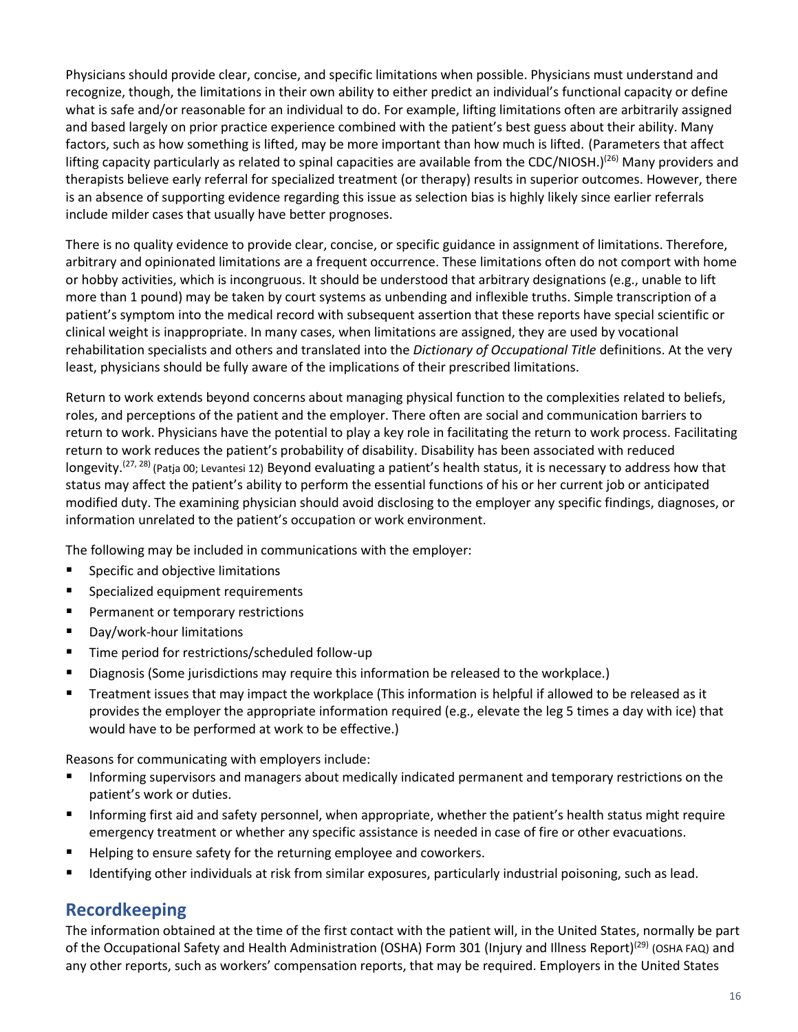Physicians should provide clear, concise, and specific limitations when possible. Physicians must understand and recognize, though, the limitations in their own ability to either predict an individual's functional capacity or define what is safe and/or reasonable for an individual to do. For example, lifting limitations often are arbitrarily assigned and based largely on prior practice experience combined with the patient's best guess about their ability. Many factors, such as how something is lifted, may be more important than how much is lifted. (Parameters that affect lifting capacity particularly as related to spinal capacities are available from the CDC/NIOSH.)[26] Many providers and therapists believe early referral for specialized treatment (or therapy) results in superior outcomes. However, there is an absence of supporting evidence regarding this issue as selection bias is highly likely since earlier referrals include milder cases that usually have better prognoses.

There is no quality evidence to provide clear, concise, or specific guidance in assignment of limitations. Therefore, arbitrary and opinionated limitations are a frequent occurrence. These limitations often do not comport with home or hobby activities, which is incongruous. It should be understood that arbitrary designations (e.g., unable to lift more than 1 pound) may be taken by court systems as unbending and inflexible truths. Simple transcription of a patient's symptom into the medical record with subsequent assertion that these reports have special scientific or clinical weight is inappropriate. In many cases, when limitations are assigned, they are used by vocational rehabilitation specialists and others and translated into the *Dictionary of Occupational Title* definitions. At the very least, physicians should be fully aware of the implications of their prescribed limitations.

Return to work extends beyond concerns about managing physical function to the complexities related to beliefs, roles, and perceptions of the patient and the employer. There often are social and communication barriers to return to work. Physicians have the potential to play a key role in facilitating the return to work process. Facilitating return to work reduces the patient's probability of disability. Disability has been associated with reduced longevity.[27, 28] (Patja 00; Levantesi 12) Beyond evaluating a patient's health status, it is necessary to address how that status may affect the patient's ability to perform the essential functions of his or her current job or anticipated modified duty. The examining physician should avoid disclosing to the employer any specific findings, diagnoses, or information unrelated to the patient's occupation or work environment.

The following may be included in communications with the employer:

- Specific and objective limitations
- Specialized equipment requirements
- Permanent or temporary restrictions
- Day/work-hour limitations
- Time period for restrictions/scheduled follow-up
- Diagnosis (Some jurisdictions may require this information be released to the workplace.)
- Treatment issues that may impact the workplace (This information is helpful if allowed to be released as it provides the employer the appropriate information required (e.g., elevate the leg 5 times a day with ice) that would have to be performed at work to be effective.)

Reasons for communicating with employers include:

- Informing supervisors and managers about medically indicated permanent and temporary restrictions on the patient's work or duties.
- Informing first aid and safety personnel, when appropriate, whether the patient's health status might require emergency treatment or whether any specific assistance is needed in case of fire or other evacuations.
- Helping to ensure safety for the returning employee and coworkers.
- Identifying other individuals at risk from similar exposures, particularly industrial poisoning, such as lead.

## Recordkeeping

The information obtained at the time of the first contact with the patient will, in the United States, normally be part of the Occupational Safety and Health Administration (OSHA) Form 301 (Injury and Illness Report)[29] (OSHA FAQ) and any other reports, such as workers' compensation reports, that may be required. Employers in the United States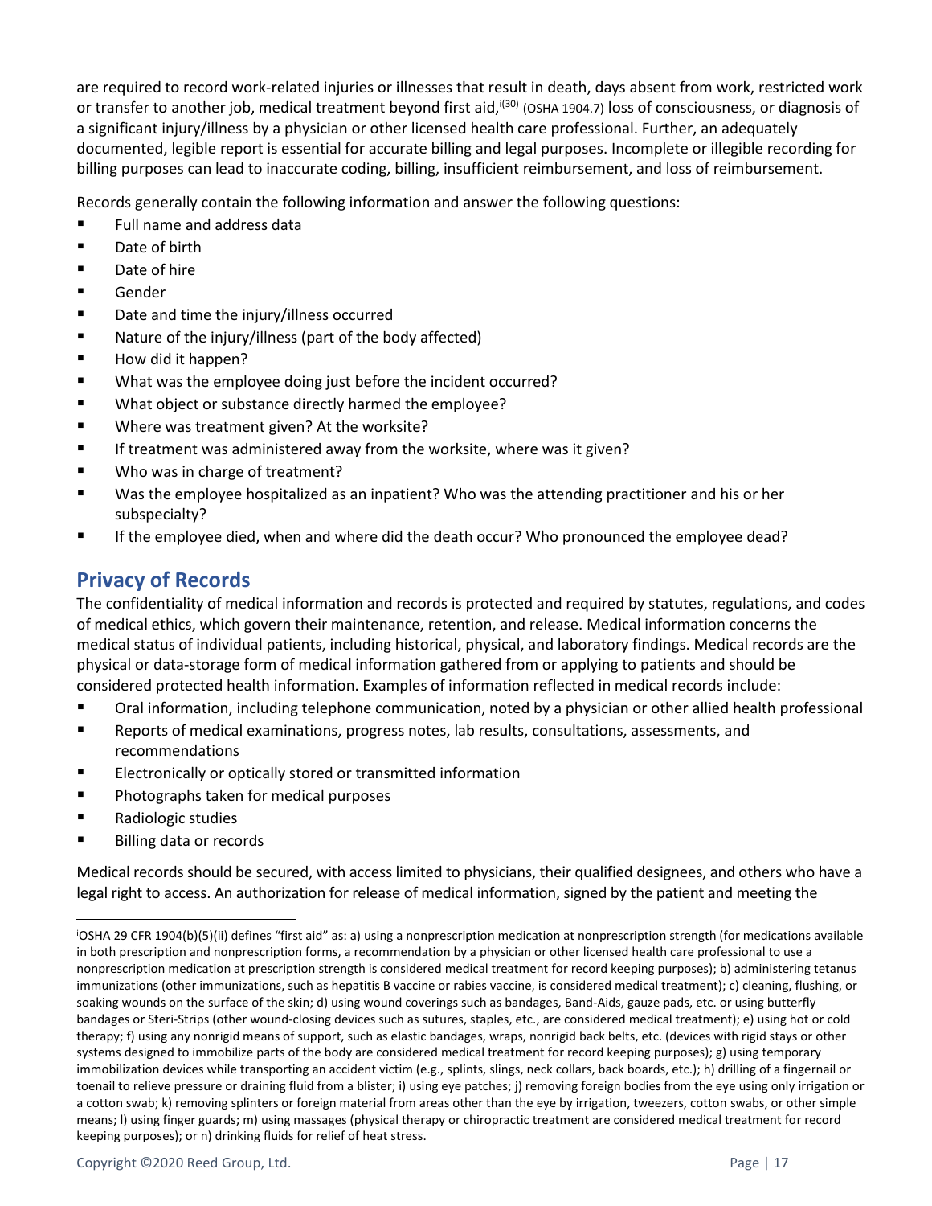are required to record work-related injuries or illnesses that result in death, days absent from work, restricted work or transfer to another job, medical treatment beyond first aid,[i(30)] (OSHA 1904.7) loss of consciousness, or diagnosis of a significant injury/illness by a physician or other licensed health care professional. Further, an adequately documented, legible report is essential for accurate billing and legal purposes. Incomplete or illegible recording for billing purposes can lead to inaccurate coding, billing, insufficient reimbursement, and loss of reimbursement.

Records generally contain the following information and answer the following questions:

- Full name and address data
- Date of birth
- Date of hire
- Gender
- Date and time the injury/illness occurred
- Nature of the injury/illness (part of the body affected)
- How did it happen?
- What was the employee doing just before the incident occurred?
- What object or substance directly harmed the employee?
- Where was treatment given? At the worksite?
- If treatment was administered away from the worksite, where was it given?
- Who was in charge of treatment?
- Was the employee hospitalized as an inpatient? Who was the attending practitioner and his or her subspecialty?
- If the employee died, when and where did the death occur? Who pronounced the employee dead?

## Privacy of Records

The confidentiality of medical information and records is protected and required by statutes, regulations, and codes of medical ethics, which govern their maintenance, retention, and release. Medical information concerns the medical status of individual patients, including historical, physical, and laboratory findings. Medical records are the physical or data-storage form of medical information gathered from or applying to patients and should be considered protected health information. Examples of information reflected in medical records include:

- Oral information, including telephone communication, noted by a physician or other allied health professional
- Reports of medical examinations, progress notes, lab results, consultations, assessments, and recommendations
- Electronically or optically stored or transmitted information
- Photographs taken for medical purposes
- Radiologic studies
- Billing data or records

Medical records should be secured, with access limited to physicians, their qualified designees, and others who have a legal right to access. An authorization for release of medical information, signed by the patient and meeting the

---

[i]OSHA 29 CFR 1904(b)(5)(ii) defines "first aid" as: a) using a nonprescription medication at nonprescription strength (for medications available in both prescription and nonprescription forms, a recommendation by a physician or other licensed health care professional to use a nonprescription medication at prescription strength is considered medical treatment for record keeping purposes); b) administering tetanus immunizations (other immunizations, such as hepatitis B vaccine or rabies vaccine, is considered medical treatment); c) cleaning, flushing, or soaking wounds on the surface of the skin; d) using wound coverings such as bandages, Band-Aids, gauze pads, etc. or using butterfly bandages or Steri-Strips (other wound-closing devices such as sutures, staples, etc., are considered medical treatment); e) using hot or cold therapy; f) using any nonrigid means of support, such as elastic bandages, wraps, nonrigid back belts, etc. (devices with rigid stays or other systems designed to immobilize parts of the body are considered medical treatment for record keeping purposes); g) using temporary immobilization devices while transporting an accident victim (e.g., splints, slings, neck collars, back boards, etc.); h) drilling of a fingernail or toenail to relieve pressure or draining fluid from a blister; i) using eye patches; j) removing foreign bodies from the eye using only irrigation or a cotton swab; k) removing splinters or foreign material from areas other than the eye by irrigation, tweezers, cotton swabs, or other simple means; l) using finger guards; m) using massages (physical therapy or chiropractic treatment are considered medical treatment for record keeping purposes); or n) drinking fluids for relief of heat stress.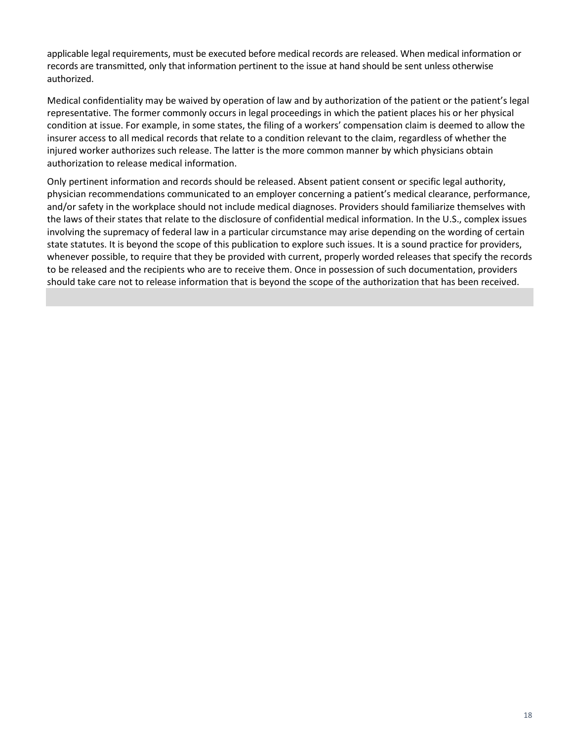applicable legal requirements, must be executed before medical records are released. When medical information or records are transmitted, only that information pertinent to the issue at hand should be sent unless otherwise authorized.

Medical confidentiality may be waived by operation of law and by authorization of the patient or the patient's legal representative. The former commonly occurs in legal proceedings in which the patient places his or her physical condition at issue. For example, in some states, the filing of a workers' compensation claim is deemed to allow the insurer access to all medical records that relate to a condition relevant to the claim, regardless of whether the injured worker authorizes such release. The latter is the more common manner by which physicians obtain authorization to release medical information.

Only pertinent information and records should be released. Absent patient consent or specific legal authority, physician recommendations communicated to an employer concerning a patient's medical clearance, performance, and/or safety in the workplace should not include medical diagnoses. Providers should familiarize themselves with the laws of their states that relate to the disclosure of confidential medical information. In the U.S., complex issues involving the supremacy of federal law in a particular circumstance may arise depending on the wording of certain state statutes. It is beyond the scope of this publication to explore such issues. It is a sound practice for providers, whenever possible, to require that they be provided with current, properly worded releases that specify the records to be released and the recipients who are to receive them. Once in possession of such documentation, providers should take care not to release information that is beyond the scope of the authorization that has been received.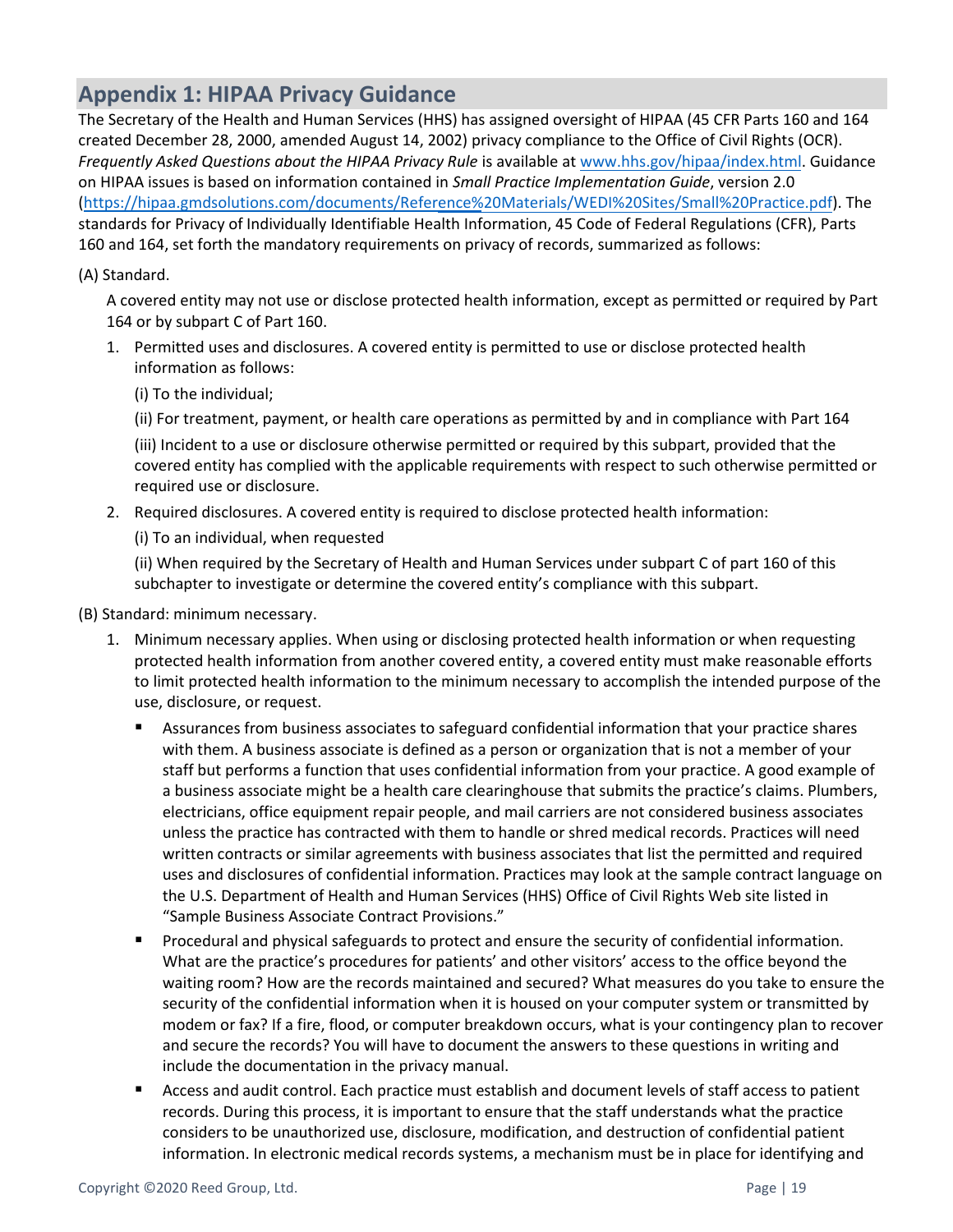## Appendix 1: HIPAA Privacy Guidance

The Secretary of the Health and Human Services (HHS) has assigned oversight of HIPAA (45 CFR Parts 160 and 164 created December 28, 2000, amended August 14, 2002) privacy compliance to the Office of Civil Rights (OCR). *Frequently Asked Questions about the HIPAA Privacy Rule* is available at [www.hhs.gov/hipaa/index.html](www.hhs.gov/hipaa/index.html). Guidance on HIPAA issues is based on information contained in *Small Practice Implementation Guide*, version 2.0 ([https://hipaa.gmdsolutions.com/documents/Reference%20Materials/WEDI%20Sites/Small%20Practice.pdf](https://hipaa.gmdsolutions.com/documents/Reference%20Materials/WEDI%20Sites/Small%20Practice.pdf)). The standards for Privacy of Individually Identifiable Health Information, 45 Code of Federal Regulations (CFR), Parts 160 and 164, set forth the mandatory requirements on privacy of records, summarized as follows:

(A) Standard.

A covered entity may not use or disclose protected health information, except as permitted or required by Part 164 or by subpart C of Part 160.

1. Permitted uses and disclosures. A covered entity is permitted to use or disclose protected health information as follows:

   (i) To the individual;

   (ii) For treatment, payment, or health care operations as permitted by and in compliance with Part 164

   (iii) Incident to a use or disclosure otherwise permitted or required by this subpart, provided that the covered entity has complied with the applicable requirements with respect to such otherwise permitted or required use or disclosure.

2. Required disclosures. A covered entity is required to disclose protected health information:

   (i) To an individual, when requested

   (ii) When required by the Secretary of Health and Human Services under subpart C of part 160 of this subchapter to investigate or determine the covered entity's compliance with this subpart.

(B) Standard: minimum necessary.

1. Minimum necessary applies. When using or disclosing protected health information or when requesting protected health information from another covered entity, a covered entity must make reasonable efforts to limit protected health information to the minimum necessary to accomplish the intended purpose of the use, disclosure, or request.

   - Assurances from business associates to safeguard confidential information that your practice shares with them. A business associate is defined as a person or organization that is not a member of your staff but performs a function that uses confidential information from your practice. A good example of a business associate might be a health care clearinghouse that submits the practice's claims. Plumbers, electricians, office equipment repair people, and mail carriers are not considered business associates unless the practice has contracted with them to handle or shred medical records. Practices will need written contracts or similar agreements with business associates that list the permitted and required uses and disclosures of confidential information. Practices may look at the sample contract language on the U.S. Department of Health and Human Services (HHS) Office of Civil Rights Web site listed in "Sample Business Associate Contract Provisions."
   - Procedural and physical safeguards to protect and ensure the security of confidential information. What are the practice's procedures for patients' and other visitors' access to the office beyond the waiting room? How are the records maintained and secured? What measures do you take to ensure the security of the confidential information when it is housed on your computer system or transmitted by modem or fax? If a fire, flood, or computer breakdown occurs, what is your contingency plan to recover and secure the records? You will have to document the answers to these questions in writing and include the documentation in the privacy manual.
   - Access and audit control. Each practice must establish and document levels of staff access to patient records. During this process, it is important to ensure that the staff understands what the practice considers to be unauthorized use, disclosure, modification, and destruction of confidential patient information. In electronic medical records systems, a mechanism must be in place for identifying and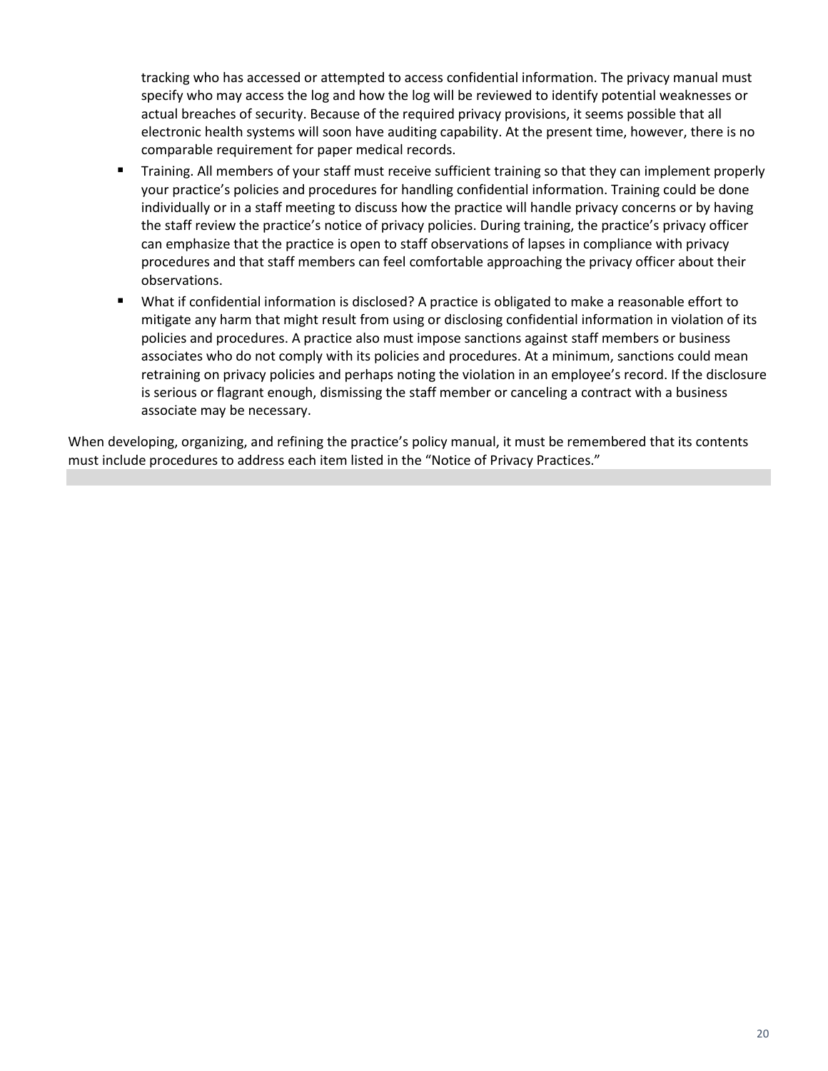tracking who has accessed or attempted to access confidential information. The privacy manual must specify who may access the log and how the log will be reviewed to identify potential weaknesses or actual breaches of security. Because of the required privacy provisions, it seems possible that all electronic health systems will soon have auditing capability. At the present time, however, there is no comparable requirement for paper medical records.

- Training. All members of your staff must receive sufficient training so that they can implement properly your practice's policies and procedures for handling confidential information. Training could be done individually or in a staff meeting to discuss how the practice will handle privacy concerns or by having the staff review the practice's notice of privacy policies. During training, the practice's privacy officer can emphasize that the practice is open to staff observations of lapses in compliance with privacy procedures and that staff members can feel comfortable approaching the privacy officer about their observations.
- What if confidential information is disclosed? A practice is obligated to make a reasonable effort to mitigate any harm that might result from using or disclosing confidential information in violation of its policies and procedures. A practice also must impose sanctions against staff members or business associates who do not comply with its policies and procedures. At a minimum, sanctions could mean retraining on privacy policies and perhaps noting the violation in an employee's record. If the disclosure is serious or flagrant enough, dismissing the staff member or canceling a contract with a business associate may be necessary.

When developing, organizing, and refining the practice's policy manual, it must be remembered that its contents must include procedures to address each item listed in the "Notice of Privacy Practices."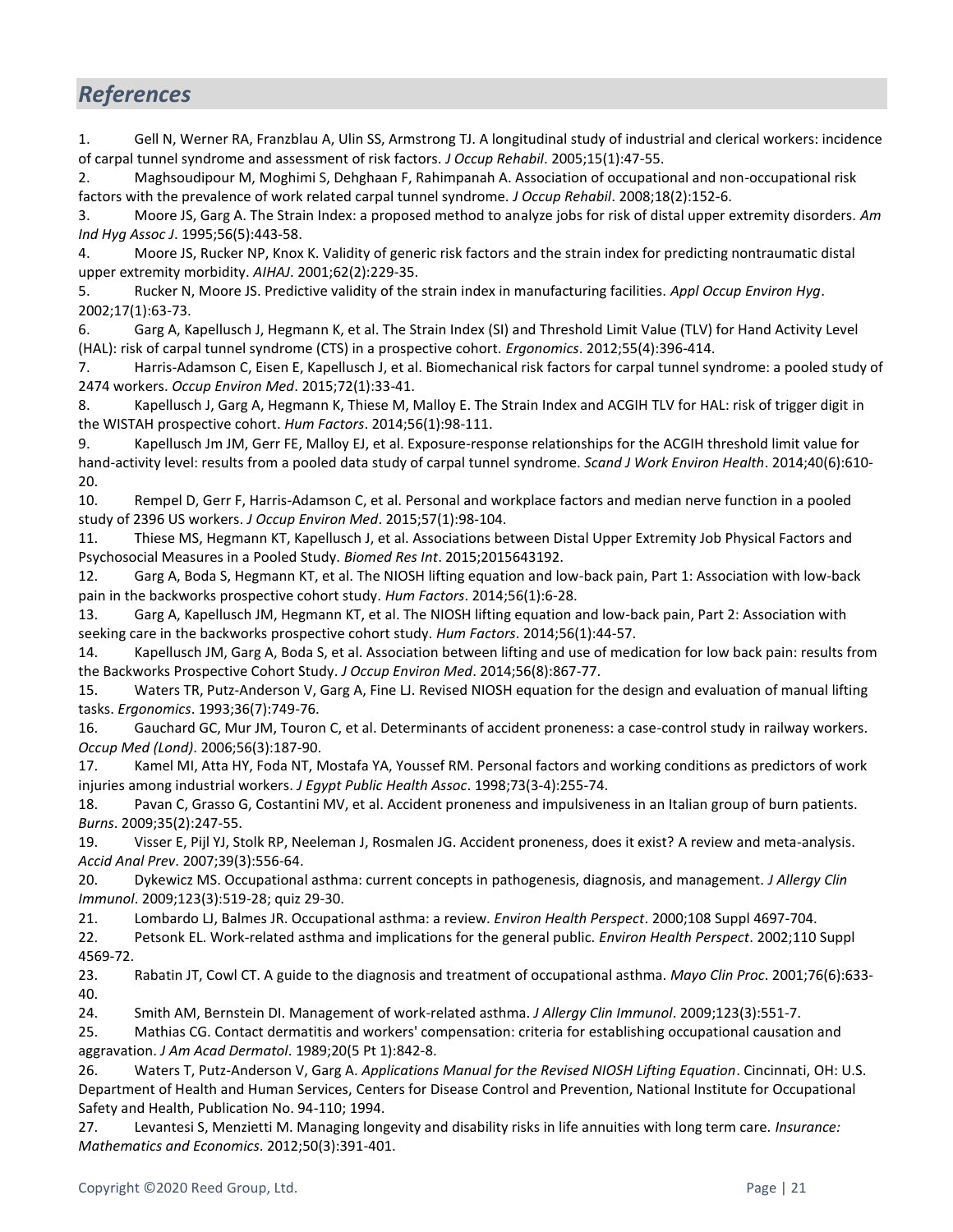## References

1. Gell N, Werner RA, Franzblau A, Ulin SS, Armstrong TJ. A longitudinal study of industrial and clerical workers: incidence of carpal tunnel syndrome and assessment of risk factors. *J Occup Rehabil*. 2005;15(1):47-55.
2. Maghsoudipour M, Moghimi S, Dehghaan F, Rahimpanah A. Association of occupational and non-occupational risk factors with the prevalence of work related carpal tunnel syndrome. *J Occup Rehabil*. 2008;18(2):152-6.
3. Moore JS, Garg A. The Strain Index: a proposed method to analyze jobs for risk of distal upper extremity disorders. *Am Ind Hyg Assoc J*. 1995;56(5):443-58.
4. Moore JS, Rucker NP, Knox K. Validity of generic risk factors and the strain index for predicting nontraumatic distal upper extremity morbidity. *AIHAJ*. 2001;62(2):229-35.
5. Rucker N, Moore JS. Predictive validity of the strain index in manufacturing facilities. *Appl Occup Environ Hyg*. 2002;17(1):63-73.
6. Garg A, Kapellusch J, Hegmann K, et al. The Strain Index (SI) and Threshold Limit Value (TLV) for Hand Activity Level (HAL): risk of carpal tunnel syndrome (CTS) in a prospective cohort. *Ergonomics*. 2012;55(4):396-414.
7. Harris-Adamson C, Eisen E, Kapellusch J, et al. Biomechanical risk factors for carpal tunnel syndrome: a pooled study of 2474 workers. *Occup Environ Med*. 2015;72(1):33-41.
8. Kapellusch J, Garg A, Hegmann K, Thiese M, Malloy E. The Strain Index and ACGIH TLV for HAL: risk of trigger digit in the WISTAH prospective cohort. *Hum Factors*. 2014;56(1):98-111.
9. Kapellusch Jm JM, Gerr FE, Malloy EJ, et al. Exposure-response relationships for the ACGIH threshold limit value for hand-activity level: results from a pooled data study of carpal tunnel syndrome. *Scand J Work Environ Health*. 2014;40(6):610-20.
10. Rempel D, Gerr F, Harris-Adamson C, et al. Personal and workplace factors and median nerve function in a pooled study of 2396 US workers. *J Occup Environ Med*. 2015;57(1):98-104.
11. Thiese MS, Hegmann KT, Kapellusch J, et al. Associations between Distal Upper Extremity Job Physical Factors and Psychosocial Measures in a Pooled Study. *Biomed Res Int*. 2015;2015643192.
12. Garg A, Boda S, Hegmann KT, et al. The NIOSH lifting equation and low-back pain, Part 1: Association with low-back pain in the backworks prospective cohort study. *Hum Factors*. 2014;56(1):6-28.
13. Garg A, Kapellusch JM, Hegmann KT, et al. The NIOSH lifting equation and low-back pain, Part 2: Association with seeking care in the backworks prospective cohort study. *Hum Factors*. 2014;56(1):44-57.
14. Kapellusch JM, Garg A, Boda S, et al. Association between lifting and use of medication for low back pain: results from the Backworks Prospective Cohort Study. *J Occup Environ Med*. 2014;56(8):867-77.
15. Waters TR, Putz-Anderson V, Garg A, Fine LJ. Revised NIOSH equation for the design and evaluation of manual lifting tasks. *Ergonomics*. 1993;36(7):749-76.
16. Gauchard GC, Mur JM, Touron C, et al. Determinants of accident proneness: a case-control study in railway workers. *Occup Med (Lond)*. 2006;56(3):187-90.
17. Kamel MI, Atta HY, Foda NT, Mostafa YA, Youssef RM. Personal factors and working conditions as predictors of work injuries among industrial workers. *J Egypt Public Health Assoc*. 1998;73(3-4):255-74.
18. Pavan C, Grasso G, Costantini MV, et al. Accident proneness and impulsiveness in an Italian group of burn patients. *Burns*. 2009;35(2):247-55.
19. Visser E, Pijl YJ, Stolk RP, Neeleman J, Rosmalen JG. Accident proneness, does it exist? A review and meta-analysis. *Accid Anal Prev*. 2007;39(3):556-64.
20. Dykewicz MS. Occupational asthma: current concepts in pathogenesis, diagnosis, and management. *J Allergy Clin Immunol*. 2009;123(3):519-28; quiz 29-30.
21. Lombardo LJ, Balmes JR. Occupational asthma: a review. *Environ Health Perspect*. 2000;108 Suppl 4697-704.
22. Petsonk EL. Work-related asthma and implications for the general public. *Environ Health Perspect*. 2002;110 Suppl 4569-72.
23. Rabatin JT, Cowl CT. A guide to the diagnosis and treatment of occupational asthma. *Mayo Clin Proc*. 2001;76(6):633-40.
24. Smith AM, Bernstein DI. Management of work-related asthma. *J Allergy Clin Immunol*. 2009;123(3):551-7.
25. Mathias CG. Contact dermatitis and workers' compensation: criteria for establishing occupational causation and aggravation. *J Am Acad Dermatol*. 1989;20(5 Pt 1):842-8.
26. Waters T, Putz-Anderson V, Garg A. *Applications Manual for the Revised NIOSH Lifting Equation*. Cincinnati, OH: U.S. Department of Health and Human Services, Centers for Disease Control and Prevention, National Institute for Occupational Safety and Health, Publication No. 94-110; 1994.
27. Levantesi S, Menzietti M. Managing longevity and disability risks in life annuities with long term care. *Insurance: Mathematics and Economics*. 2012;50(3):391-401.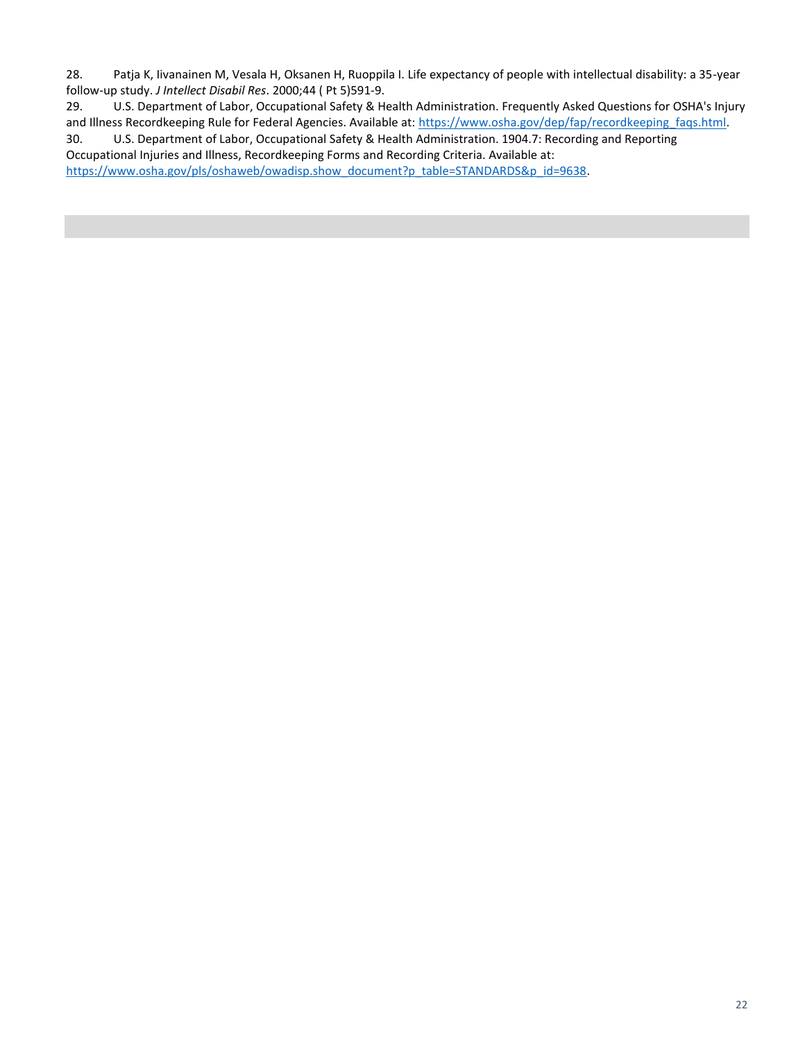28. Patja K, Iivanainen M, Vesala H, Oksanen H, Ruoppila I. Life expectancy of people with intellectual disability: a 35-year follow-up study. *J Intellect Disabil Res*. 2000;44 ( Pt 5)591-9.
29. U.S. Department of Labor, Occupational Safety & Health Administration. Frequently Asked Questions for OSHA's Injury and Illness Recordkeeping Rule for Federal Agencies. Available at: https://www.osha.gov/dep/fap/recordkeeping_faqs.html.
30. U.S. Department of Labor, Occupational Safety & Health Administration. 1904.7: Recording and Reporting Occupational Injuries and Illness, Recordkeeping Forms and Recording Criteria. Available at: https://www.osha.gov/pls/oshaweb/owadisp.show_document?p_table=STANDARDS&p_id=9638.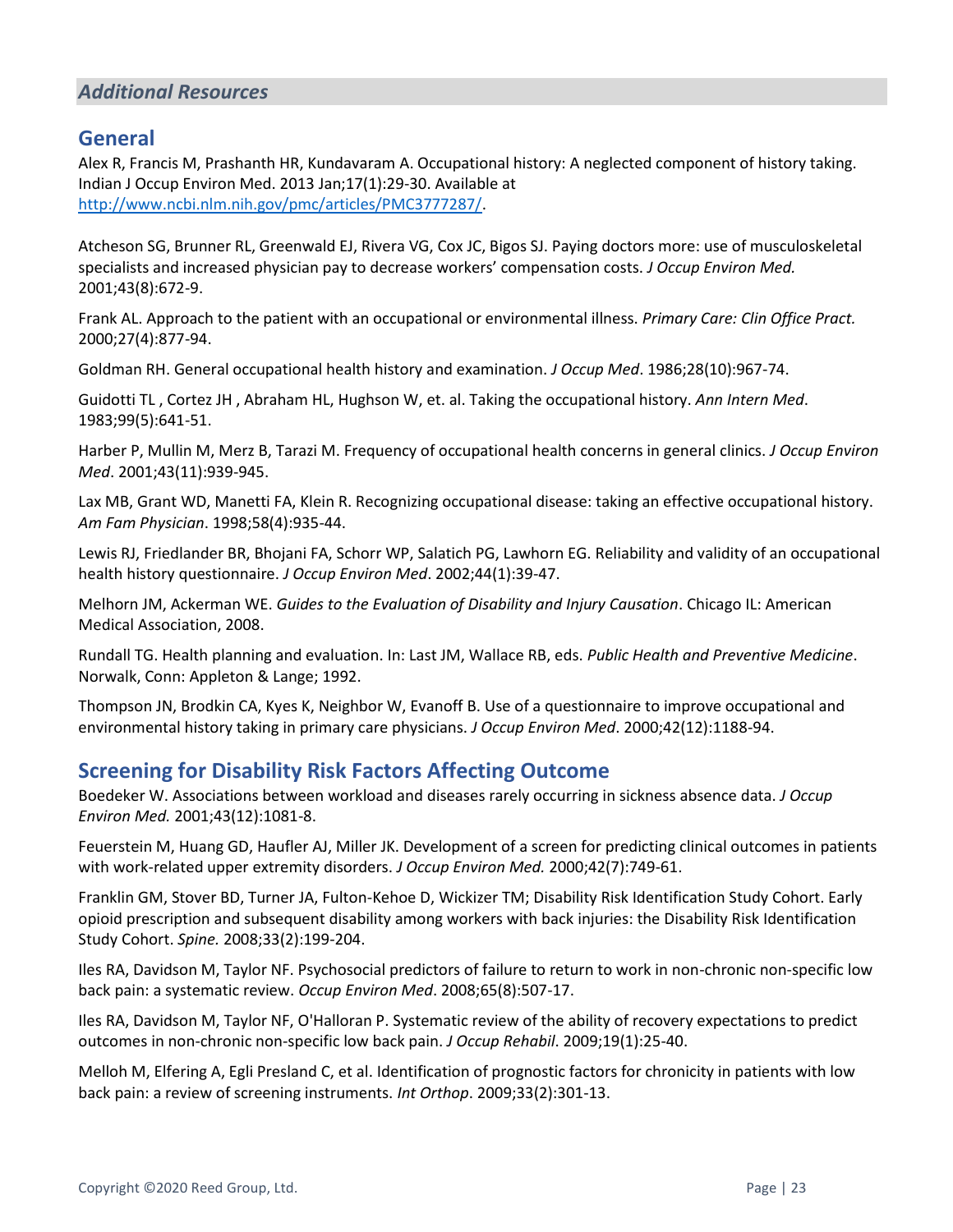## *Additional Resources*

## General

Alex R, Francis M, Prashanth HR, Kundavaram A. Occupational history: A neglected component of history taking. Indian J Occup Environ Med. 2013 Jan;17(1):29-30. Available at [http://www.ncbi.nlm.nih.gov/pmc/articles/PMC3777287/](http://www.ncbi.nlm.nih.gov/pmc/articles/PMC3777287/).

Atcheson SG, Brunner RL, Greenwald EJ, Rivera VG, Cox JC, Bigos SJ. Paying doctors more: use of musculoskeletal specialists and increased physician pay to decrease workers' compensation costs. *J Occup Environ Med.* 2001;43(8):672-9.

Frank AL. Approach to the patient with an occupational or environmental illness. *Primary Care: Clin Office Pract.* 2000;27(4):877-94.

Goldman RH. General occupational health history and examination. *J Occup Med*. 1986;28(10):967-74.

Guidotti TL , Cortez JH , Abraham HL, Hughson W, et. al. Taking the occupational history. *Ann Intern Med*. 1983;99(5):641-51.

Harber P, Mullin M, Merz B, Tarazi M. Frequency of occupational health concerns in general clinics. *J Occup Environ Med*. 2001;43(11):939-945.

Lax MB, Grant WD, Manetti FA, Klein R. Recognizing occupational disease: taking an effective occupational history. *Am Fam Physician*. 1998;58(4):935-44.

Lewis RJ, Friedlander BR, Bhojani FA, Schorr WP, Salatich PG, Lawhorn EG. Reliability and validity of an occupational health history questionnaire. *J Occup Environ Med*. 2002;44(1):39-47.

Melhorn JM, Ackerman WE. *Guides to the Evaluation of Disability and Injury Causation*. Chicago IL: American Medical Association, 2008.

Rundall TG. Health planning and evaluation. In: Last JM, Wallace RB, eds. *Public Health and Preventive Medicine*. Norwalk, Conn: Appleton & Lange; 1992.

Thompson JN, Brodkin CA, Kyes K, Neighbor W, Evanoff B. Use of a questionnaire to improve occupational and environmental history taking in primary care physicians. *J Occup Environ Med*. 2000;42(12):1188-94.

## Screening for Disability Risk Factors Affecting Outcome

Boedeker W. Associations between workload and diseases rarely occurring in sickness absence data. *J Occup Environ Med.* 2001;43(12):1081-8.

Feuerstein M, Huang GD, Haufler AJ, Miller JK. Development of a screen for predicting clinical outcomes in patients with work-related upper extremity disorders. *J Occup Environ Med.* 2000;42(7):749-61.

Franklin GM, Stover BD, Turner JA, Fulton-Kehoe D, Wickizer TM; Disability Risk Identification Study Cohort. Early opioid prescription and subsequent disability among workers with back injuries: the Disability Risk Identification Study Cohort. *Spine.* 2008;33(2):199-204.

Iles RA, Davidson M, Taylor NF. Psychosocial predictors of failure to return to work in non-chronic non-specific low back pain: a systematic review. *Occup Environ Med*. 2008;65(8):507-17.

Iles RA, Davidson M, Taylor NF, O'Halloran P. Systematic review of the ability of recovery expectations to predict outcomes in non-chronic non-specific low back pain. *J Occup Rehabil*. 2009;19(1):25-40.

Melloh M, Elfering A, Egli Presland C, et al. Identification of prognostic factors for chronicity in patients with low back pain: a review of screening instruments. *Int Orthop*. 2009;33(2):301-13.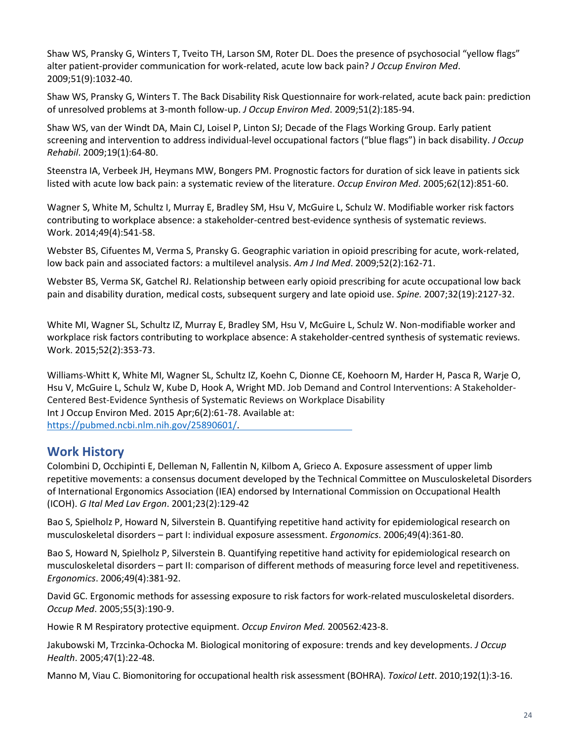Shaw WS, Pransky G, Winters T, Tveito TH, Larson SM, Roter DL. Does the presence of psychosocial "yellow flags" alter patient-provider communication for work-related, acute low back pain? *J Occup Environ Med*. 2009;51(9):1032-40.

Shaw WS, Pransky G, Winters T. The Back Disability Risk Questionnaire for work-related, acute back pain: prediction of unresolved problems at 3-month follow-up. *J Occup Environ Med*. 2009;51(2):185-94.

Shaw WS, van der Windt DA, Main CJ, Loisel P, Linton SJ; Decade of the Flags Working Group. Early patient screening and intervention to address individual-level occupational factors ("blue flags") in back disability. *J Occup Rehabil*. 2009;19(1):64-80.

Steenstra IA, Verbeek JH, Heymans MW, Bongers PM. Prognostic factors for duration of sick leave in patients sick listed with acute low back pain: a systematic review of the literature. *Occup Environ Med*. 2005;62(12):851-60.

Wagner S, White M, Schultz I, Murray E, Bradley SM, Hsu V, McGuire L, Schulz W. Modifiable worker risk factors contributing to workplace absence: a stakeholder-centred best-evidence synthesis of systematic reviews. Work. 2014;49(4):541-58.

Webster BS, Cifuentes M, Verma S, Pransky G. Geographic variation in opioid prescribing for acute, work-related, low back pain and associated factors: a multilevel analysis. *Am J Ind Med*. 2009;52(2):162-71.

Webster BS, Verma SK, Gatchel RJ. Relationship between early opioid prescribing for acute occupational low back pain and disability duration, medical costs, subsequent surgery and late opioid use. *Spine.* 2007;32(19):2127-32.

White MI, Wagner SL, Schultz IZ, Murray E, Bradley SM, Hsu V, McGuire L, Schulz W. Non-modifiable worker and workplace risk factors contributing to workplace absence: A stakeholder-centred synthesis of systematic reviews. Work. 2015;52(2):353-73.

Williams-Whitt K, White MI, Wagner SL, Schultz IZ, Koehn C, Dionne CE, Koehoorn M, Harder H, Pasca R, Warje O, Hsu V, McGuire L, Schulz W, Kube D, Hook A, Wright MD. Job Demand and Control Interventions: A Stakeholder-Centered Best-Evidence Synthesis of Systematic Reviews on Workplace Disability Int J Occup Environ Med. 2015 Apr;6(2):61-78. Available at: https://pubmed.ncbi.nlm.nih.gov/25890601/.

## Work History

Colombini D, Occhipinti E, Delleman N, Fallentin N, Kilbom A, Grieco A. Exposure assessment of upper limb repetitive movements: a consensus document developed by the Technical Committee on Musculoskeletal Disorders of International Ergonomics Association (IEA) endorsed by International Commission on Occupational Health (ICOH). *G Ital Med Lav Ergon*. 2001;23(2):129-42

Bao S, Spielholz P, Howard N, Silverstein B. Quantifying repetitive hand activity for epidemiological research on musculoskeletal disorders – part I: individual exposure assessment. *Ergonomics*. 2006;49(4):361-80.

Bao S, Howard N, Spielholz P, Silverstein B. Quantifying repetitive hand activity for epidemiological research on musculoskeletal disorders – part II: comparison of different methods of measuring force level and repetitiveness. *Ergonomics*. 2006;49(4):381-92.

David GC. Ergonomic methods for assessing exposure to risk factors for work-related musculoskeletal disorders. *Occup Med*. 2005;55(3):190-9.

Howie R M Respiratory protective equipment. *Occup Environ Med.* 200562:423-8.

Jakubowski M, Trzcinka-Ochocka M. Biological monitoring of exposure: trends and key developments. *J Occup Health*. 2005;47(1):22-48.

Manno M, Viau C. Biomonitoring for occupational health risk assessment (BOHRA). *Toxicol Lett*. 2010;192(1):3-16.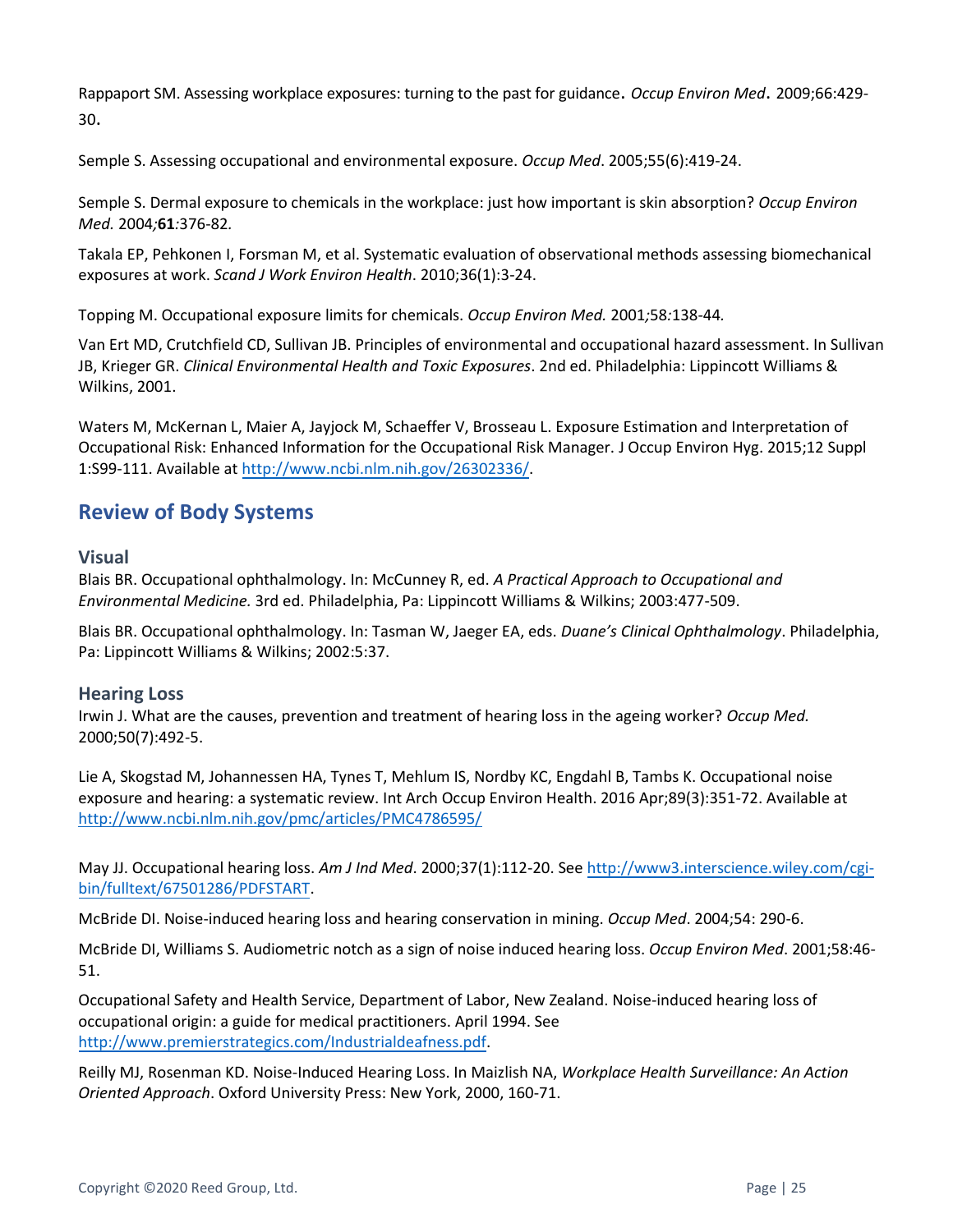Rappaport SM. Assessing workplace exposures: turning to the past for guidance. *Occup Environ Med*. 2009;66:429-30.

Semple S. Assessing occupational and environmental exposure. *Occup Med*. 2005;55(6):419-24.

Semple S. Dermal exposure to chemicals in the workplace: just how important is skin absorption? *Occup Environ Med.* 2004;**61**:376-82.

Takala EP, Pehkonen I, Forsman M, et al. Systematic evaluation of observational methods assessing biomechanical exposures at work. *Scand J Work Environ Health*. 2010;36(1):3-24.

Topping M. Occupational exposure limits for chemicals. *Occup Environ Med.* 2001;58:138-44.

Van Ert MD, Crutchfield CD, Sullivan JB. Principles of environmental and occupational hazard assessment. In Sullivan JB, Krieger GR. *Clinical Environmental Health and Toxic Exposures*. 2nd ed. Philadelphia: Lippincott Williams & Wilkins, 2001.

Waters M, McKernan L, Maier A, Jayjock M, Schaeffer V, Brosseau L. Exposure Estimation and Interpretation of Occupational Risk: Enhanced Information for the Occupational Risk Manager. J Occup Environ Hyg. 2015;12 Suppl 1:S99-111. Available at http://www.ncbi.nlm.nih.gov/26302336/.

## Review of Body Systems

### Visual

Blais BR. Occupational ophthalmology. In: McCunney R, ed. *A Practical Approach to Occupational and Environmental Medicine.* 3rd ed. Philadelphia, Pa: Lippincott Williams & Wilkins; 2003:477-509.

Blais BR. Occupational ophthalmology. In: Tasman W, Jaeger EA, eds. *Duane's Clinical Ophthalmology*. Philadelphia, Pa: Lippincott Williams & Wilkins; 2002:5:37.

### Hearing Loss

Irwin J. What are the causes, prevention and treatment of hearing loss in the ageing worker? *Occup Med.* 2000;50(7):492-5.

Lie A, Skogstad M, Johannessen HA, Tynes T, Mehlum IS, Nordby KC, Engdahl B, Tambs K. Occupational noise exposure and hearing: a systematic review. Int Arch Occup Environ Health. 2016 Apr;89(3):351-72. Available at http://www.ncbi.nlm.nih.gov/pmc/articles/PMC4786595/

May JJ. Occupational hearing loss. *Am J Ind Med*. 2000;37(1):112-20. See http://www3.interscience.wiley.com/cgi-bin/fulltext/67501286/PDFSTART.

McBride DI. Noise-induced hearing loss and hearing conservation in mining. *Occup Med*. 2004;54: 290-6.

McBride DI, Williams S. Audiometric notch as a sign of noise induced hearing loss. *Occup Environ Med*. 2001;58:46-51.

Occupational Safety and Health Service, Department of Labor, New Zealand. Noise-induced hearing loss of occupational origin: a guide for medical practitioners. April 1994. See http://www.premierstrategics.com/Industrialdeafness.pdf.

Reilly MJ, Rosenman KD. Noise-Induced Hearing Loss. In Maizlish NA, *Workplace Health Surveillance: An Action Oriented Approach*. Oxford University Press: New York, 2000, 160-71.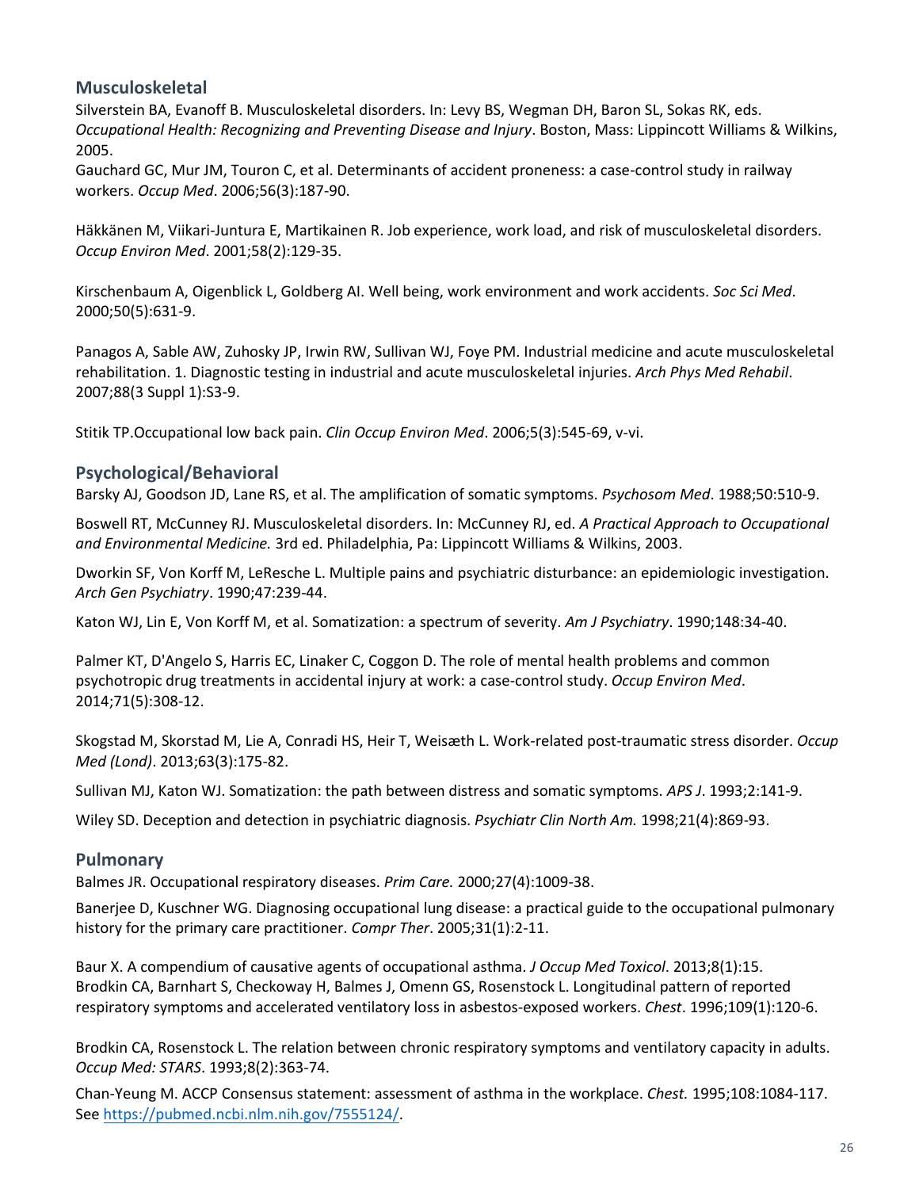## Musculoskeletal

Silverstein BA, Evanoff B. Musculoskeletal disorders. In: Levy BS, Wegman DH, Baron SL, Sokas RK, eds. *Occupational Health: Recognizing and Preventing Disease and Injury*. Boston, Mass: Lippincott Williams & Wilkins, 2005.

Gauchard GC, Mur JM, Touron C, et al. Determinants of accident proneness: a case-control study in railway workers. *Occup Med*. 2006;56(3):187-90.

Häkkänen M, Viikari-Juntura E, Martikainen R. Job experience, work load, and risk of musculoskeletal disorders. *Occup Environ Med*. 2001;58(2):129-35.

Kirschenbaum A, Oigenblick L, Goldberg AI. Well being, work environment and work accidents. *Soc Sci Med*. 2000;50(5):631-9.

Panagos A, Sable AW, Zuhosky JP, Irwin RW, Sullivan WJ, Foye PM. Industrial medicine and acute musculoskeletal rehabilitation. 1. Diagnostic testing in industrial and acute musculoskeletal injuries. *Arch Phys Med Rehabil*. 2007;88(3 Suppl 1):S3-9.

Stitik TP.Occupational low back pain. *Clin Occup Environ Med*. 2006;5(3):545-69, v-vi.

## Psychological/Behavioral

Barsky AJ, Goodson JD, Lane RS, et al. The amplification of somatic symptoms. *Psychosom Med*. 1988;50:510-9.

Boswell RT, McCunney RJ. Musculoskeletal disorders. In: McCunney RJ, ed. *A Practical Approach to Occupational and Environmental Medicine.* 3rd ed. Philadelphia, Pa: Lippincott Williams & Wilkins, 2003.

Dworkin SF, Von Korff M, LeResche L. Multiple pains and psychiatric disturbance: an epidemiologic investigation. *Arch Gen Psychiatry*. 1990;47:239-44.

Katon WJ, Lin E, Von Korff M, et al. Somatization: a spectrum of severity. *Am J Psychiatry*. 1990;148:34-40.

Palmer KT, D'Angelo S, Harris EC, Linaker C, Coggon D. The role of mental health problems and common psychotropic drug treatments in accidental injury at work: a case-control study. *Occup Environ Med*. 2014;71(5):308-12.

Skogstad M, Skorstad M, Lie A, Conradi HS, Heir T, Weisæth L. Work-related post-traumatic stress disorder. *Occup Med (Lond)*. 2013;63(3):175-82.

Sullivan MJ, Katon WJ. Somatization: the path between distress and somatic symptoms. *APS J*. 1993;2:141-9.

Wiley SD. Deception and detection in psychiatric diagnosis. *Psychiatr Clin North Am.* 1998;21(4):869-93.

## Pulmonary

Balmes JR. Occupational respiratory diseases. *Prim Care.* 2000;27(4):1009-38.

Banerjee D, Kuschner WG. Diagnosing occupational lung disease: a practical guide to the occupational pulmonary history for the primary care practitioner. *Compr Ther*. 2005;31(1):2-11.

Baur X. A compendium of causative agents of occupational asthma. *J Occup Med Toxicol*. 2013;8(1):15.

Brodkin CA, Barnhart S, Checkoway H, Balmes J, Omenn GS, Rosenstock L. Longitudinal pattern of reported respiratory symptoms and accelerated ventilatory loss in asbestos-exposed workers. *Chest*. 1996;109(1):120-6.

Brodkin CA, Rosenstock L. The relation between chronic respiratory symptoms and ventilatory capacity in adults. *Occup Med: STARS*. 1993;8(2):363-74.

Chan-Yeung M. ACCP Consensus statement: assessment of asthma in the workplace. *Chest.* 1995;108:1084-117. See https://pubmed.ncbi.nlm.nih.gov/7555124/.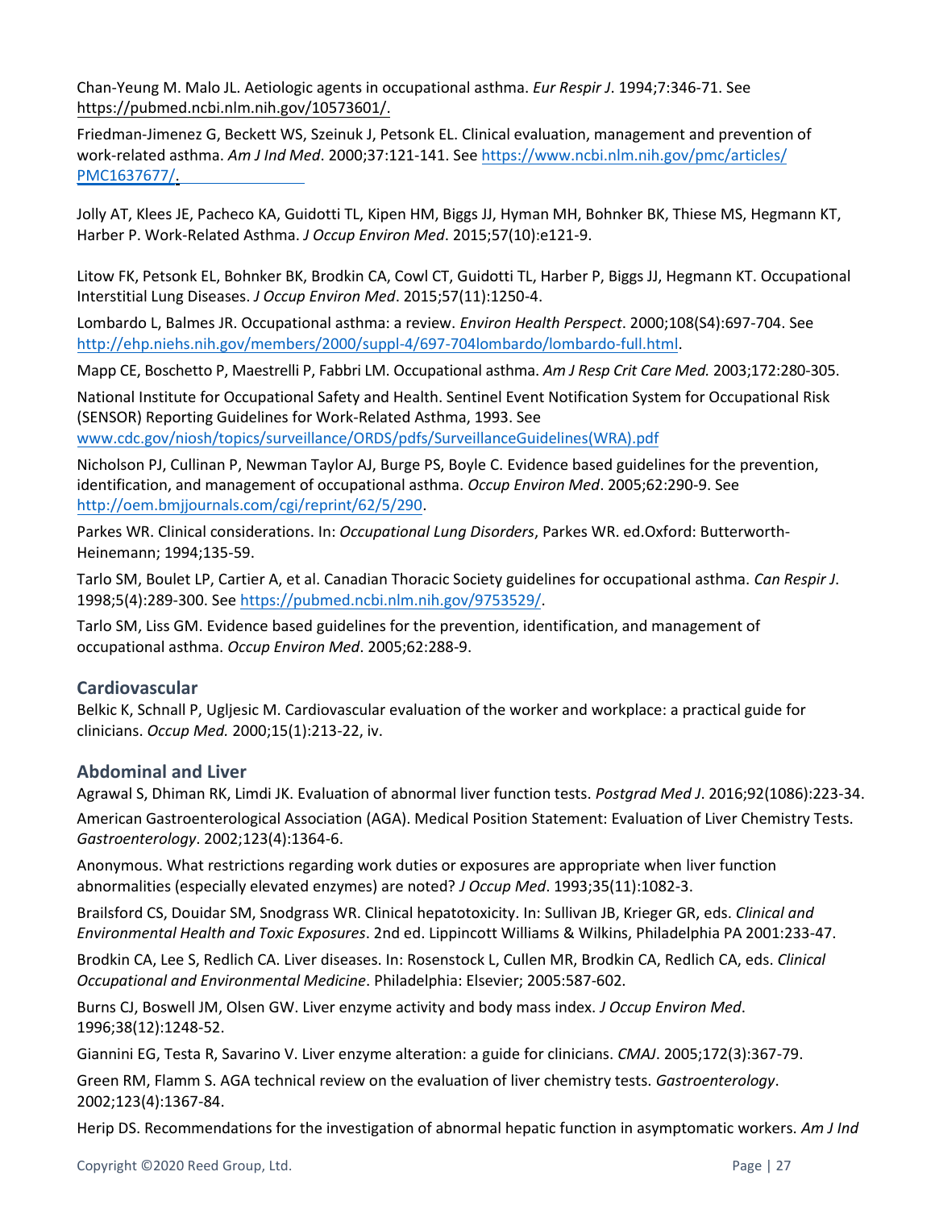Chan-Yeung M. Malo JL. Aetiologic agents in occupational asthma. *Eur Respir J*. 1994;7:346-71. See https://pubmed.ncbi.nlm.nih.gov/10573601/.

Friedman-Jimenez G, Beckett WS, Szeinuk J, Petsonk EL. Clinical evaluation, management and prevention of work-related asthma. *Am J Ind Med*. 2000;37:121-141. See https://www.ncbi.nlm.nih.gov/pmc/articles/PMC1637677/.

Jolly AT, Klees JE, Pacheco KA, Guidotti TL, Kipen HM, Biggs JJ, Hyman MH, Bohnker BK, Thiese MS, Hegmann KT, Harber P. Work-Related Asthma. *J Occup Environ Med*. 2015;57(10):e121-9.

Litow FK, Petsonk EL, Bohnker BK, Brodkin CA, Cowl CT, Guidotti TL, Harber P, Biggs JJ, Hegmann KT. Occupational Interstitial Lung Diseases. *J Occup Environ Med*. 2015;57(11):1250-4.

Lombardo L, Balmes JR. Occupational asthma: a review. *Environ Health Perspect*. 2000;108(S4):697-704. See http://ehp.niehs.nih.gov/members/2000/suppl-4/697-704lombardo/lombardo-full.html.

Mapp CE, Boschetto P, Maestrelli P, Fabbri LM. Occupational asthma. *Am J Resp Crit Care Med.* 2003;172:280-305.

National Institute for Occupational Safety and Health. Sentinel Event Notification System for Occupational Risk (SENSOR) Reporting Guidelines for Work-Related Asthma, 1993. See www.cdc.gov/niosh/topics/surveillance/ORDS/pdfs/SurveillanceGuidelines(WRA).pdf

Nicholson PJ, Cullinan P, Newman Taylor AJ, Burge PS, Boyle C. Evidence based guidelines for the prevention, identification, and management of occupational asthma. *Occup Environ Med*. 2005;62:290-9. See http://oem.bmjjournals.com/cgi/reprint/62/5/290.

Parkes WR. Clinical considerations. In: *Occupational Lung Disorders*, Parkes WR. ed.Oxford: Butterworth-Heinemann; 1994;135-59.

Tarlo SM, Boulet LP, Cartier A, et al. Canadian Thoracic Society guidelines for occupational asthma. *Can Respir J*. 1998;5(4):289-300. See https://pubmed.ncbi.nlm.nih.gov/9753529/.

Tarlo SM, Liss GM. Evidence based guidelines for the prevention, identification, and management of occupational asthma. *Occup Environ Med*. 2005;62:288-9.

### Cardiovascular

Belkic K, Schnall P, Ugljesic M. Cardiovascular evaluation of the worker and workplace: a practical guide for clinicians. *Occup Med.* 2000;15(1):213-22, iv.

### Abdominal and Liver

Agrawal S, Dhiman RK, Limdi JK. Evaluation of abnormal liver function tests. *Postgrad Med J*. 2016;92(1086):223-34.

American Gastroenterological Association (AGA). Medical Position Statement: Evaluation of Liver Chemistry Tests. *Gastroenterology*. 2002;123(4):1364-6.

Anonymous. What restrictions regarding work duties or exposures are appropriate when liver function abnormalities (especially elevated enzymes) are noted? *J Occup Med*. 1993;35(11):1082-3.

Brailsford CS, Douidar SM, Snodgrass WR. Clinical hepatotoxicity. In: Sullivan JB, Krieger GR, eds. *Clinical and Environmental Health and Toxic Exposures*. 2nd ed. Lippincott Williams & Wilkins, Philadelphia PA 2001:233-47.

Brodkin CA, Lee S, Redlich CA. Liver diseases. In: Rosenstock L, Cullen MR, Brodkin CA, Redlich CA, eds. *Clinical Occupational and Environmental Medicine*. Philadelphia: Elsevier; 2005:587-602.

Burns CJ, Boswell JM, Olsen GW. Liver enzyme activity and body mass index. *J Occup Environ Med*. 1996;38(12):1248-52.

Giannini EG, Testa R, Savarino V. Liver enzyme alteration: a guide for clinicians. *CMAJ*. 2005;172(3):367-79.

Green RM, Flamm S. AGA technical review on the evaluation of liver chemistry tests. *Gastroenterology*. 2002;123(4):1367-84.

Herip DS. Recommendations for the investigation of abnormal hepatic function in asymptomatic workers. *Am J Ind*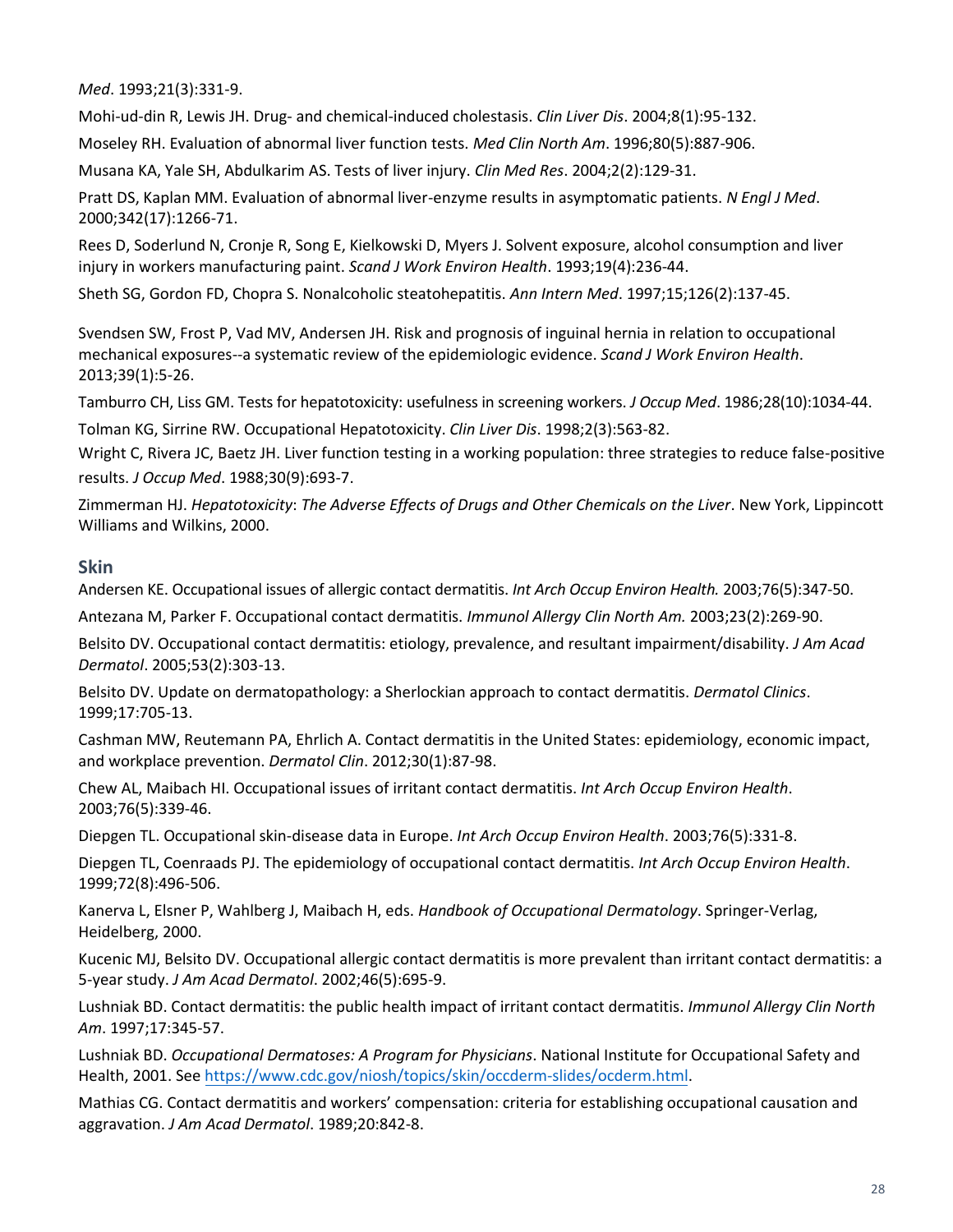*Med*. 1993;21(3):331-9.

Mohi-ud-din R, Lewis JH. Drug- and chemical-induced cholestasis. *Clin Liver Dis*. 2004;8(1):95-132.

Moseley RH. Evaluation of abnormal liver function tests. *Med Clin North Am*. 1996;80(5):887-906.

Musana KA, Yale SH, Abdulkarim AS. Tests of liver injury. *Clin Med Res*. 2004;2(2):129-31.

Pratt DS, Kaplan MM. Evaluation of abnormal liver-enzyme results in asymptomatic patients. *N Engl J Med*. 2000;342(17):1266-71.

Rees D, Soderlund N, Cronje R, Song E, Kielkowski D, Myers J. Solvent exposure, alcohol consumption and liver injury in workers manufacturing paint. *Scand J Work Environ Health*. 1993;19(4):236-44.

Sheth SG, Gordon FD, Chopra S. Nonalcoholic steatohepatitis. *Ann Intern Med*. 1997;15;126(2):137-45.

Svendsen SW, Frost P, Vad MV, Andersen JH. Risk and prognosis of inguinal hernia in relation to occupational mechanical exposures--a systematic review of the epidemiologic evidence. *Scand J Work Environ Health*. 2013;39(1):5-26.

Tamburro CH, Liss GM. Tests for hepatotoxicity: usefulness in screening workers. *J Occup Med*. 1986;28(10):1034-44.

Tolman KG, Sirrine RW. Occupational Hepatotoxicity. *Clin Liver Dis*. 1998;2(3):563-82.

Wright C, Rivera JC, Baetz JH. Liver function testing in a working population: three strategies to reduce false-positive results. *J Occup Med*. 1988;30(9):693-7.

Zimmerman HJ. *Hepatotoxicity*: *The Adverse Effects of Drugs and Other Chemicals on the Liver*. New York, Lippincott Williams and Wilkins, 2000.

## Skin

Andersen KE. Occupational issues of allergic contact dermatitis. *Int Arch Occup Environ Health.* 2003;76(5):347-50.

Antezana M, Parker F. Occupational contact dermatitis. *Immunol Allergy Clin North Am.* 2003;23(2):269-90.

Belsito DV. Occupational contact dermatitis: etiology, prevalence, and resultant impairment/disability. *J Am Acad Dermatol*. 2005;53(2):303-13.

Belsito DV. Update on dermatopathology: a Sherlockian approach to contact dermatitis. *Dermatol Clinics*. 1999;17:705-13.

Cashman MW, Reutemann PA, Ehrlich A. Contact dermatitis in the United States: epidemiology, economic impact, and workplace prevention. *Dermatol Clin*. 2012;30(1):87-98.

Chew AL, Maibach HI. Occupational issues of irritant contact dermatitis. *Int Arch Occup Environ Health*. 2003;76(5):339-46.

Diepgen TL. Occupational skin-disease data in Europe. *Int Arch Occup Environ Health*. 2003;76(5):331-8.

Diepgen TL, Coenraads PJ. The epidemiology of occupational contact dermatitis. *Int Arch Occup Environ Health*. 1999;72(8):496-506.

Kanerva L, Elsner P, Wahlberg J, Maibach H, eds. *Handbook of Occupational Dermatology*. Springer-Verlag, Heidelberg, 2000.

Kucenic MJ, Belsito DV. Occupational allergic contact dermatitis is more prevalent than irritant contact dermatitis: a 5-year study. *J Am Acad Dermatol*. 2002;46(5):695-9.

Lushniak BD. Contact dermatitis: the public health impact of irritant contact dermatitis. *Immunol Allergy Clin North Am*. 1997;17:345-57.

Lushniak BD. *Occupational Dermatoses: A Program for Physicians*. National Institute for Occupational Safety and Health, 2001. See https://www.cdc.gov/niosh/topics/skin/occderm-slides/ocderm.html.

Mathias CG. Contact dermatitis and workers' compensation: criteria for establishing occupational causation and aggravation. *J Am Acad Dermatol*. 1989;20:842-8.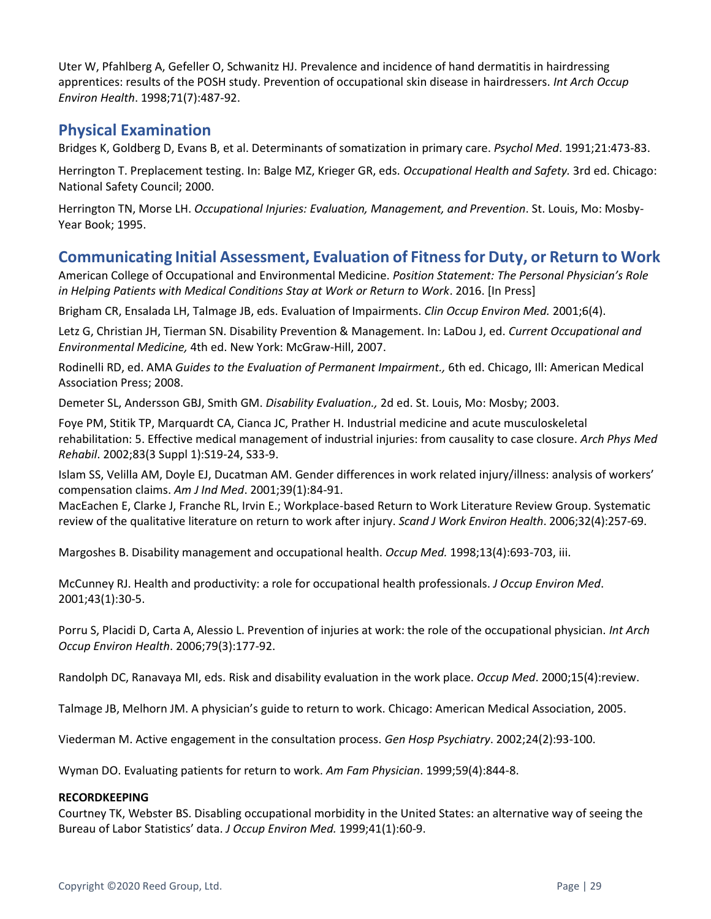Uter W, Pfahlberg A, Gefeller O, Schwanitz HJ. Prevalence and incidence of hand dermatitis in hairdressing apprentices: results of the POSH study. Prevention of occupational skin disease in hairdressers. *Int Arch Occup Environ Health*. 1998;71(7):487-92.

## Physical Examination

Bridges K, Goldberg D, Evans B, et al. Determinants of somatization in primary care. *Psychol Med*. 1991;21:473-83.

Herrington T. Preplacement testing. In: Balge MZ, Krieger GR, eds. *Occupational Health and Safety.* 3rd ed. Chicago: National Safety Council; 2000.

Herrington TN, Morse LH. *Occupational Injuries: Evaluation, Management, and Prevention*. St. Louis, Mo: Mosby-Year Book; 1995.

## Communicating Initial Assessment, Evaluation of Fitness for Duty, or Return to Work

American College of Occupational and Environmental Medicine. *Position Statement: The Personal Physician's Role in Helping Patients with Medical Conditions Stay at Work or Return to Work*. 2016. [In Press]

Brigham CR, Ensalada LH, Talmage JB, eds. Evaluation of Impairments. *Clin Occup Environ Med.* 2001;6(4).

Letz G, Christian JH, Tierman SN. Disability Prevention & Management. In: LaDou J, ed. *Current Occupational and Environmental Medicine,* 4th ed. New York: McGraw-Hill, 2007.

Rodinelli RD, ed. AMA *Guides to the Evaluation of Permanent Impairment.,* 6th ed. Chicago, Ill: American Medical Association Press; 2008.

Demeter SL, Andersson GBJ, Smith GM. *Disability Evaluation.,* 2d ed. St. Louis, Mo: Mosby; 2003.

Foye PM, Stitik TP, Marquardt CA, Cianca JC, Prather H. Industrial medicine and acute musculoskeletal rehabilitation: 5. Effective medical management of industrial injuries: from causality to case closure. *Arch Phys Med Rehabil*. 2002;83(3 Suppl 1):S19-24, S33-9.

Islam SS, Velilla AM, Doyle EJ, Ducatman AM. Gender differences in work related injury/illness: analysis of workers' compensation claims. *Am J Ind Med*. 2001;39(1):84-91.

MacEachen E, Clarke J, Franche RL, Irvin E.; Workplace-based Return to Work Literature Review Group. Systematic review of the qualitative literature on return to work after injury. *Scand J Work Environ Health*. 2006;32(4):257-69.

Margoshes B. Disability management and occupational health. *Occup Med.* 1998;13(4):693-703, iii.

McCunney RJ. Health and productivity: a role for occupational health professionals. *J Occup Environ Med*. 2001;43(1):30-5.

Porru S, Placidi D, Carta A, Alessio L. Prevention of injuries at work: the role of the occupational physician. *Int Arch Occup Environ Health*. 2006;79(3):177-92.

Randolph DC, Ranavaya MI, eds. Risk and disability evaluation in the work place. *Occup Med*. 2000;15(4):review.

Talmage JB, Melhorn JM. A physician's guide to return to work. Chicago: American Medical Association, 2005.

Viederman M. Active engagement in the consultation process. *Gen Hosp Psychiatry*. 2002;24(2):93-100.

Wyman DO. Evaluating patients for return to work. *Am Fam Physician*. 1999;59(4):844-8.

**RECORDKEEPING**

Courtney TK, Webster BS. Disabling occupational morbidity in the United States: an alternative way of seeing the Bureau of Labor Statistics' data. *J Occup Environ Med.* 1999;41(1):60-9.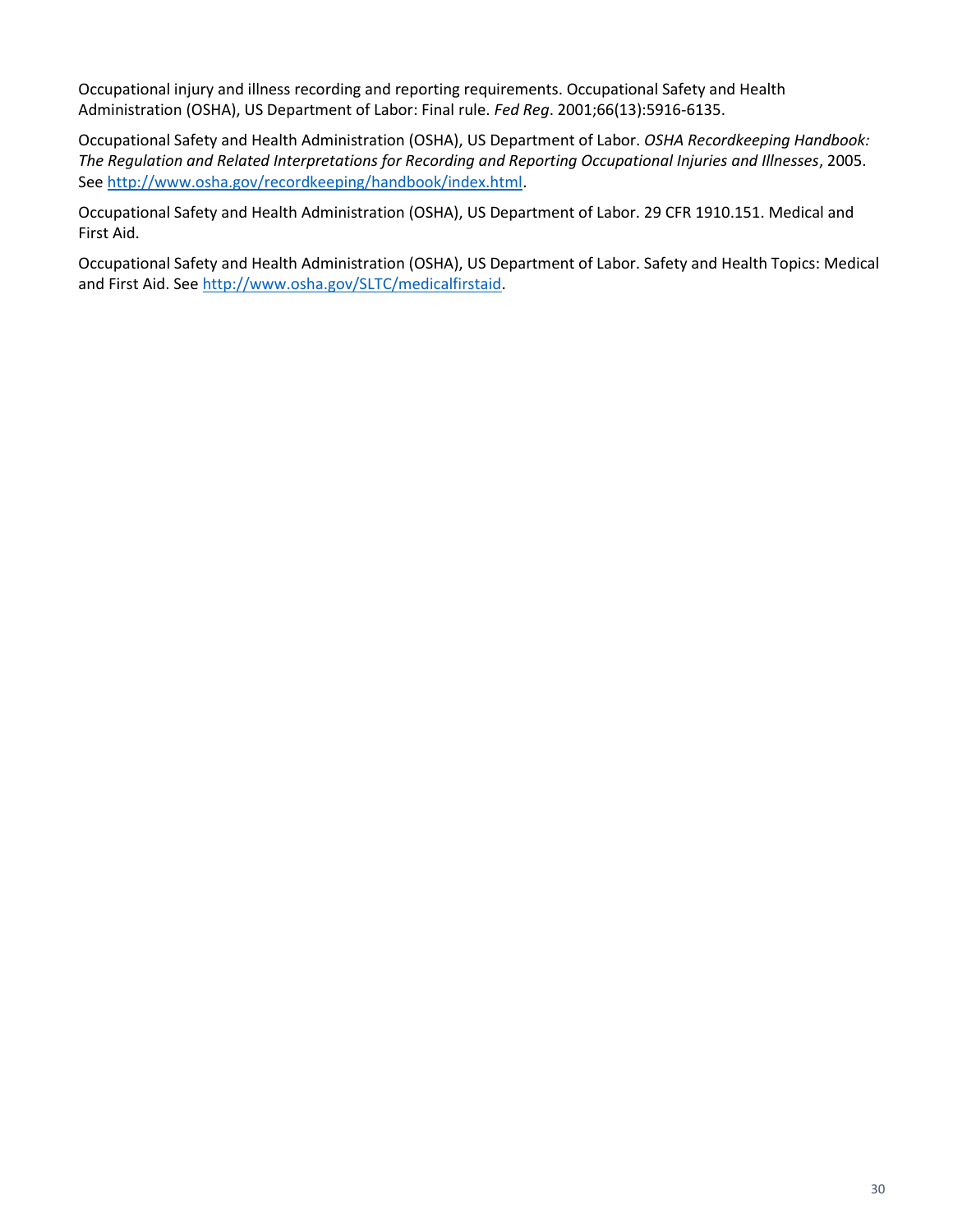Occupational injury and illness recording and reporting requirements. Occupational Safety and Health Administration (OSHA), US Department of Labor: Final rule. *Fed Reg*. 2001;66(13):5916-6135.

Occupational Safety and Health Administration (OSHA), US Department of Labor. *OSHA Recordkeeping Handbook: The Regulation and Related Interpretations for Recording and Reporting Occupational Injuries and Illnesses*, 2005. See [http://www.osha.gov/recordkeeping/handbook/index.html](http://www.osha.gov/recordkeeping/handbook/index.html).

Occupational Safety and Health Administration (OSHA), US Department of Labor. 29 CFR 1910.151. Medical and First Aid.

Occupational Safety and Health Administration (OSHA), US Department of Labor. Safety and Health Topics: Medical and First Aid. See [http://www.osha.gov/SLTC/medicalfirstaid](http://www.osha.gov/SLTC/medicalfirstaid).